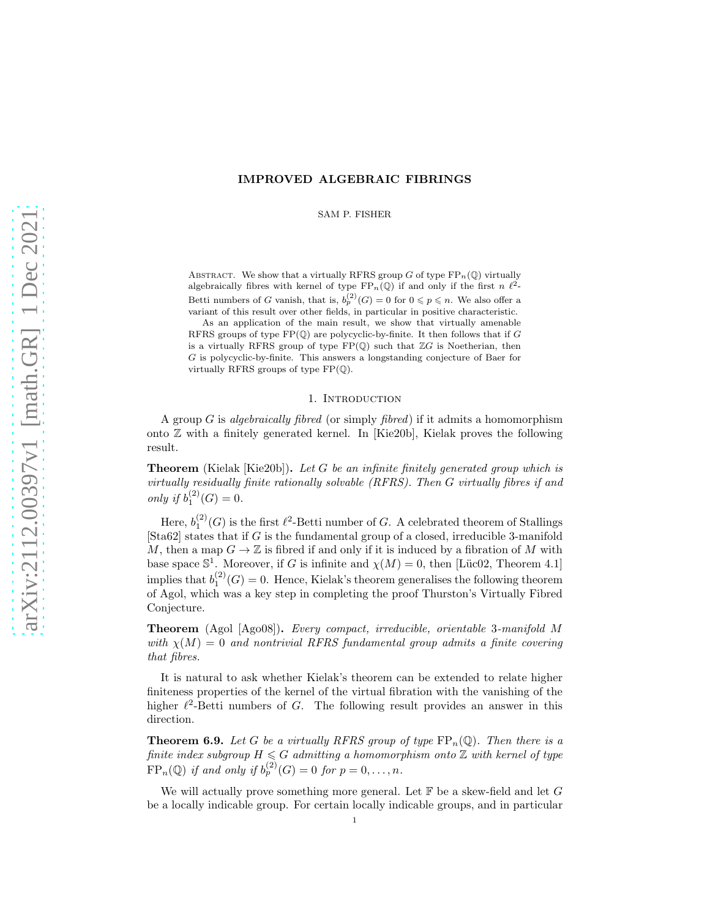# IMPROVED ALGEBRAIC FIBRINGS

SAM P. FISHER

Abstract. We show that a virtually RFRS group $G$ of type $\mathrm{FP}_n(\mathbb{Q})$ virtually algebraically fibres with kernel of type $\mathrm{FP}_n(\mathbb{Q})$ if and only if the first $n$ $\ell^2$-Betti numbers of $G$ vanish, that is, $b_p^{(2)}(G) = 0$ for $0 \leqslant p \leqslant n$. We also offer a variant of this result over other fields, in particular in positive characteristic.

As an application of the main result, we show that virtually amenable RFRS groups of type $\mathrm{FP}(\mathbb{Q})$ are polycyclic-by-finite. It then follows that if $G$ is a virtually RFRS group of type $\mathrm{FP}(\mathbb{Q})$ such that $\mathbb{Z}G$ is Noetherian, then $G$ is polycyclic-by-finite. This answers a longstanding conjecture of Baer for virtually RFRS groups of type $\mathrm{FP}(\mathbb{Q})$.

## 1. Introduction

A group $G$ is *algebraically fibred* (or simply *fibred*) if it admits a homomorphism onto $\mathbb{Z}$ with a finitely generated kernel. In [Kie20b], Kielak proves the following result.

**Theorem** (Kielak [Kie20b]). *Let $G$ be an infinite finitely generated group which is virtually residually finite rationally solvable (RFRS). Then $G$ virtually fibres if and only if $b_1^{(2)}(G) = 0$.*

Here, $b_1^{(2)}(G)$ is the first $\ell^2$-Betti number of $G$. A celebrated theorem of Stallings [Sta62] states that if $G$ is the fundamental group of a closed, irreducible 3-manifold $M$, then a map $G \to \mathbb{Z}$ is fibred if and only if it is induced by a fibration of $M$ with base space $\mathbb{S}^1$. Moreover, if $G$ is infinite and $\chi(M) = 0$, then [Lüc02, Theorem 4.1] implies that $b_1^{(2)}(G) = 0$. Hence, Kielak's theorem generalises the following theorem of Agol, which was a key step in completing the proof Thurston's Virtually Fibred Conjecture.

**Theorem** (Agol [Ago08]). *Every compact, irreducible, orientable 3-manifold $M$ with $\chi(M) = 0$ and nontrivial RFRS fundamental group admits a finite covering that fibres.*

It is natural to ask whether Kielak's theorem can be extended to relate higher finiteness properties of the kernel of the virtual fibration with the vanishing of the higher $\ell^2$-Betti numbers of $G$. The following result provides an answer in this direction.

**Theorem 6.9.** *Let $G$ be a virtually RFRS group of type $\mathrm{FP}_n(\mathbb{Q})$. Then there is a finite index subgroup $H \leqslant G$ admitting a homomorphism onto $\mathbb{Z}$ with kernel of type $\mathrm{FP}_n(\mathbb{Q})$ if and only if $b_p^{(2)}(G) = 0$ for $p = 0, \dots, n$.*

We will actually prove something more general. Let $\mathbb{F}$ be a skew-field and let $G$ be a locally indicable group. For certain locally indicable groups, and in particular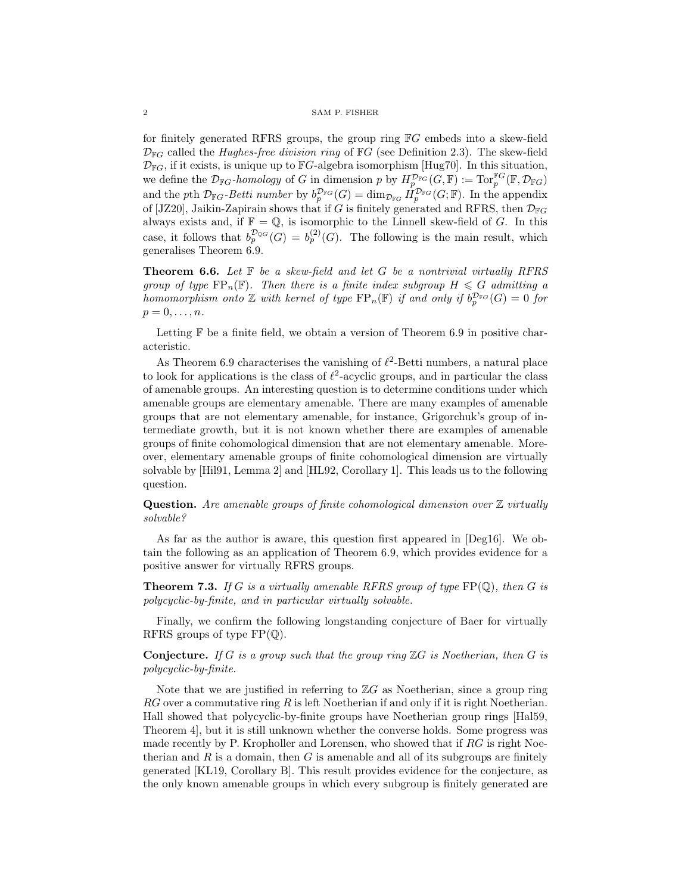for finitely generated RFRS groups, the group ring $\mathbb{F}G$ embeds into a skew-field $\mathcal{D}_{\mathbb{F}G}$ called the *Hughes-free division ring* of $\mathbb{F}G$ (see Definition 2.3). The skew-field $\mathcal{D}_{\mathbb{F}G}$, if it exists, is unique up to $\mathbb{F}G$-algebra isomorphism [Hug70]. In this situation, we define the $\mathcal{D}_{\mathbb{F}G}$*-homology* of $G$ in dimension $p$ by $H_p^{\mathcal{D}_{\mathbb{F}G}}(G, \mathbb{F}) := \operatorname{Tor}_p^{\mathbb{F}G}(\mathbb{F}, \mathcal{D}_{\mathbb{F}G})$ and the $p$th $\mathcal{D}_{\mathbb{F}G}$*-Betti number* by $b_p^{\mathcal{D}_{\mathbb{F}G}}(G) = \dim_{\mathcal{D}_{\mathbb{F}G}} H_p^{\mathcal{D}_{\mathbb{F}G}}(G; \mathbb{F})$. In the appendix of [JZ20], Jaikin-Zapirain shows that if $G$ is finitely generated and RFRS, then $\mathcal{D}_{\mathbb{F}G}$ always exists and, if $\mathbb{F} = \mathbb{Q}$, is isomorphic to the Linnell skew-field of $G$. In this case, it follows that $b_p^{\mathcal{D}_{\mathbb{Q}G}}(G) = b_p^{(2)}(G)$. The following is the main result, which generalises Theorem 6.9.

**Theorem 6.6.** *Let $\mathbb{F}$ be a skew-field and let $G$ be a nontrivial virtually RFRS group of type $\mathrm{FP}_n(\mathbb{F})$. Then there is a finite index subgroup $H \leqslant G$ admitting a homomorphism onto $\mathbb{Z}$ with kernel of type $\mathrm{FP}_n(\mathbb{F})$ if and only if $b_p^{\mathcal{D}_{\mathbb{F}G}}(G) = 0$ for $p = 0, \dots, n$.*

Letting $\mathbb{F}$ be a finite field, we obtain a version of Theorem 6.9 in positive characteristic.

As Theorem 6.9 characterises the vanishing of $\ell^2$-Betti numbers, a natural place to look for applications is the class of $\ell^2$-acyclic groups, and in particular the class of amenable groups. An interesting question is to determine conditions under which amenable groups are elementary amenable. There are many examples of amenable groups that are not elementary amenable, for instance, Grigorchuk's group of intermediate growth, but it is not known whether there are examples of amenable groups of finite cohomological dimension that are not elementary amenable. Moreover, elementary amenable groups of finite cohomological dimension are virtually solvable by [Hil91, Lemma 2] and [HL92, Corollary 1]. This leads us to the following question.

**Question.** *Are amenable groups of finite cohomological dimension over $\mathbb{Z}$ virtually solvable?*

As far as the author is aware, this question first appeared in [Deg16]. We obtain the following as an application of Theorem 6.9, which provides evidence for a positive answer for virtually RFRS groups.

**Theorem 7.3.** *If $G$ is a virtually amenable RFRS group of type $\mathrm{FP}(\mathbb{Q})$, then $G$ is polycyclic-by-finite, and in particular virtually solvable.*

Finally, we confirm the following longstanding conjecture of Baer for virtually RFRS groups of type $\mathrm{FP}(\mathbb{Q})$.

**Conjecture.** *If $G$ is a group such that the group ring $\mathbb{Z}G$ is Noetherian, then $G$ is polycyclic-by-finite.*

Note that we are justified in referring to $\mathbb{Z}G$ as Noetherian, since a group ring $RG$ over a commutative ring $R$ is left Noetherian if and only if it is right Noetherian. Hall showed that polycyclic-by-finite groups have Noetherian group rings [Hal59, Theorem 4], but it is still unknown whether the converse holds. Some progress was made recently by P. Kropholler and Lorensen, who showed that if $RG$ is right Noetherian and $R$ is a domain, then $G$ is amenable and all of its subgroups are finitely generated [KL19, Corollary B]. This result provides evidence for the conjecture, as the only known amenable groups in which every subgroup is finitely generated are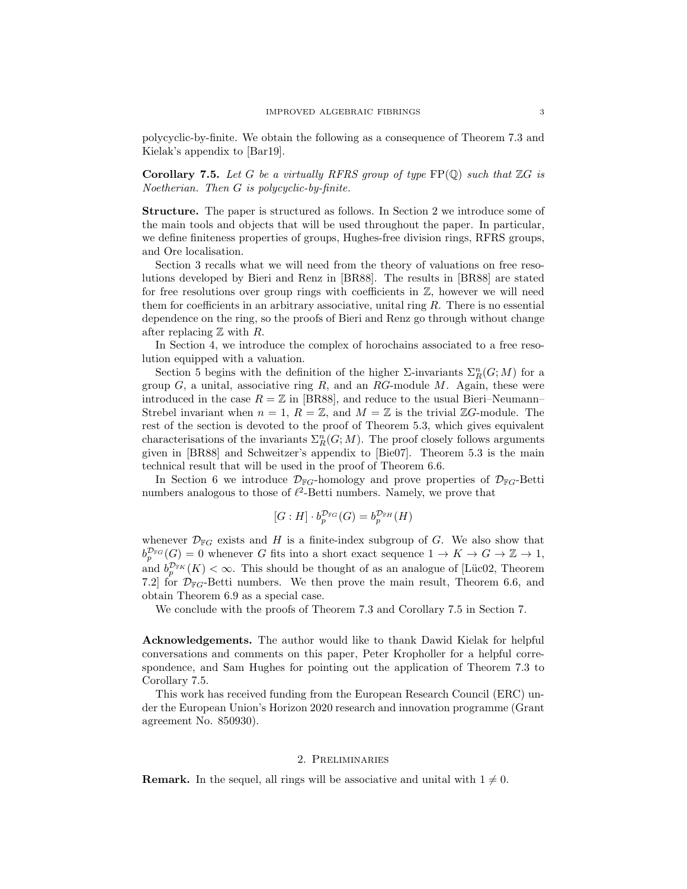polycyclic-by-finite. We obtain the following as a consequence of Theorem 7.3 and Kielak's appendix to [Bar19].

**Corollary 7.5.** *Let $G$ be a virtually RFRS group of type $\mathrm{FP}(\mathbb{Q})$ such that $\mathbb{Z}G$ is Noetherian. Then $G$ is polycyclic-by-finite.*

**Structure.** The paper is structured as follows. In Section 2 we introduce some of the main tools and objects that will be used throughout the paper. In particular, we define finiteness properties of groups, Hughes-free division rings, RFRS groups, and Ore localisation.

Section 3 recalls what we will need from the theory of valuations on free resolutions developed by Bieri and Renz in [BR88]. The results in [BR88] are stated for free resolutions over group rings with coefficients in $\mathbb{Z}$, however we will need them for coefficients in an arbitrary associative, unital ring $R$. There is no essential dependence on the ring, so the proofs of Bieri and Renz go through without change after replacing $\mathbb{Z}$ with $R$.

In Section 4, we introduce the complex of horochains associated to a free resolution equipped with a valuation.

Section 5 begins with the definition of the higher $\Sigma$-invariants $\Sigma^n_R(G;M)$ for a group $G$, a unital, associative ring $R$, and an $RG$-module $M$. Again, these were introduced in the case $R = \mathbb{Z}$ in [BR88], and reduce to the usual Bieri–Neumann–Strebel invariant when $n = 1$, $R = \mathbb{Z}$, and $M = \mathbb{Z}$ is the trivial $\mathbb{Z}G$-module. The rest of the section is devoted to the proof of Theorem 5.3, which gives equivalent characterisations of the invariants $\Sigma^n_R(G;M)$. The proof closely follows arguments given in [BR88] and Schweitzer's appendix to [Bie07]. Theorem 5.3 is the main technical result that will be used in the proof of Theorem 6.6.

In Section 6 we introduce $\mathcal{D}_{\mathbb{F}G}$-homology and prove properties of $\mathcal{D}_{\mathbb{F}G}$-Betti numbers analogous to those of $\ell^2$-Betti numbers. Namely, we prove that

$$[G:H]\cdot b_p^{\mathcal{D}_{\mathbb{F}G}}(G) = b_p^{\mathcal{D}_{\mathbb{F}H}}(H)$$

whenever $\mathcal{D}_{\mathbb{F}G}$ exists and $H$ is a finite-index subgroup of $G$. We also show that $b_p^{\mathcal{D}_{\mathbb{F}G}}(G) = 0$ whenever $G$ fits into a short exact sequence $1 \to K \to G \to \mathbb{Z} \to 1$, and $b_p^{\mathcal{D}_{\mathbb{F}K}}(K) < \infty$. This should be thought of as an analogue of [Lüc02, Theorem 7.2] for $\mathcal{D}_{\mathbb{F}G}$-Betti numbers. We then prove the main result, Theorem 6.6, and obtain Theorem 6.9 as a special case.

We conclude with the proofs of Theorem 7.3 and Corollary 7.5 in Section 7.

**Acknowledgements.** The author would like to thank Dawid Kielak for helpful conversations and comments on this paper, Peter Kropholler for a helpful correspondence, and Sam Hughes for pointing out the application of Theorem 7.3 to Corollary 7.5.

This work has received funding from the European Research Council (ERC) under the European Union's Horizon 2020 research and innovation programme (Grant agreement No. 850930).

## 2. Preliminaries

**Remark.** In the sequel, all rings will be associative and unital with $1 \neq 0$.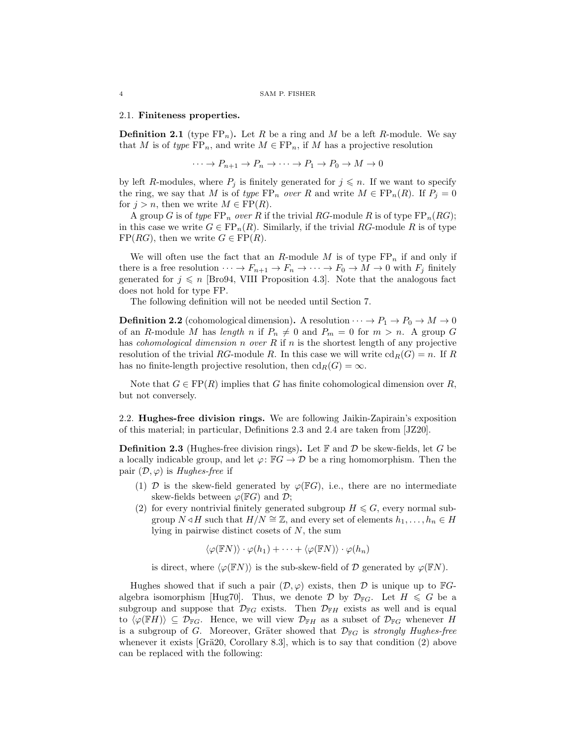### 2.1. Finiteness properties.

**Definition 2.1** (type $\mathrm{FP}_n$)**.** Let $R$ be a ring and $M$ be a left $R$-module. We say that $M$ is of *type* $\mathrm{FP}_n$, and write $M \in \mathrm{FP}_n$, if $M$ has a projective resolution

$$\cdots \to P_{n+1} \to P_n \to \cdots \to P_1 \to P_0 \to M \to 0$$

by left $R$-modules, where $P_j$ is finitely generated for $j \leqslant n$. If we want to specify the ring, we say that $M$ is of *type* $\mathrm{FP}_n$ *over* $R$ and write $M \in \mathrm{FP}_n(R)$. If $P_j = 0$ for $j > n$, then we write $M \in \mathrm{FP}(R)$.

A group $G$ is of *type* $\mathrm{FP}_n$ *over* $R$ if the trivial $RG$-module $R$ is of type $\mathrm{FP}_n(RG)$; in this case we write $G \in \mathrm{FP}_n(R)$. Similarly, if the trivial $RG$-module $R$ is of type $\mathrm{FP}(RG)$, then we write $G \in \mathrm{FP}(R)$.

We will often use the fact that an $R$-module $M$ is of type $\mathrm{FP}_n$ if and only if there is a free resolution $\cdots \to F_{n+1} \to F_n \to \cdots \to F_0 \to M \to 0$ with $F_j$ finitely generated for $j \leqslant n$ [Bro94, VIII Proposition 4.3]. Note that the analogous fact does not hold for type FP.

The following definition will not be needed until Section 7.

**Definition 2.2** (cohomological dimension)**.** A resolution $\cdots \to P_1 \to P_0 \to M \to 0$ of an $R$-module $M$ has *length* $n$ if $P_n \neq 0$ and $P_m = 0$ for $m > n$. A group $G$ has *cohomological dimension* $n$ *over* $R$ if $n$ is the shortest length of any projective resolution of the trivial $RG$-module $R$. In this case we will write $\mathrm{cd}_R(G) = n$. If $R$ has no finite-length projective resolution, then $\mathrm{cd}_R(G) = \infty$.

Note that $G \in \mathrm{FP}(R)$ implies that $G$ has finite cohomological dimension over $R$, but not conversely.

### 2.2. Hughes-free division rings.

We are following Jaikin-Zapirain's exposition of this material; in particular, Definitions 2.3 and 2.4 are taken from [JZ20].

**Definition 2.3** (Hughes-free division rings)**.** Let $\mathbb{F}$ and $\mathcal{D}$ be skew-fields, let $G$ be a locally indicable group, and let $\varphi \colon \mathbb{F}G \to \mathcal{D}$ be a ring homomorphism. Then the pair $(\mathcal{D}, \varphi)$ is *Hughes-free* if

1. $\mathcal{D}$ is the skew-field generated by $\varphi(\mathbb{F}G)$, i.e., there are no intermediate skew-fields between $\varphi(\mathbb{F}G)$ and $\mathcal{D}$;
2. for every nontrivial finitely generated subgroup $H \leqslant G$, every normal subgroup $N \triangleleft H$ such that $H/N \cong \mathbb{Z}$, and every set of elements $h_1, \dots, h_n \in H$ lying in pairwise distinct cosets of $N$, the sum

$$\langle \varphi(\mathbb{F}N) \rangle \cdot \varphi(h_1) + \cdots + \langle \varphi(\mathbb{F}N) \rangle \cdot \varphi(h_n)$$

is direct, where $\langle \varphi(\mathbb{F}N) \rangle$ is the sub-skew-field of $\mathcal{D}$ generated by $\varphi(\mathbb{F}N)$.

Hughes showed that if such a pair $(\mathcal{D}, \varphi)$ exists, then $\mathcal{D}$ is unique up to $\mathbb{F}G$-algebra isomorphism [Hug70]. Thus, we denote $\mathcal{D}$ by $\mathcal{D}_{\mathbb{F}G}$. Let $H \leqslant G$ be a subgroup and suppose that $\mathcal{D}_{\mathbb{F}G}$ exists. Then $\mathcal{D}_{\mathbb{F}H}$ exists as well and is equal to $\langle \varphi(\mathbb{F}H) \rangle \subseteq \mathcal{D}_{\mathbb{F}G}$. Hence, we will view $\mathcal{D}_{\mathbb{F}H}$ as a subset of $\mathcal{D}_{\mathbb{F}G}$ whenever $H$ is a subgroup of $G$. Moreover, Gräter showed that $\mathcal{D}_{\mathbb{F}G}$ is *strongly Hughes-free* whenever it exists [Grä20, Corollary 8.3], which is to say that condition (2) above can be replaced with the following: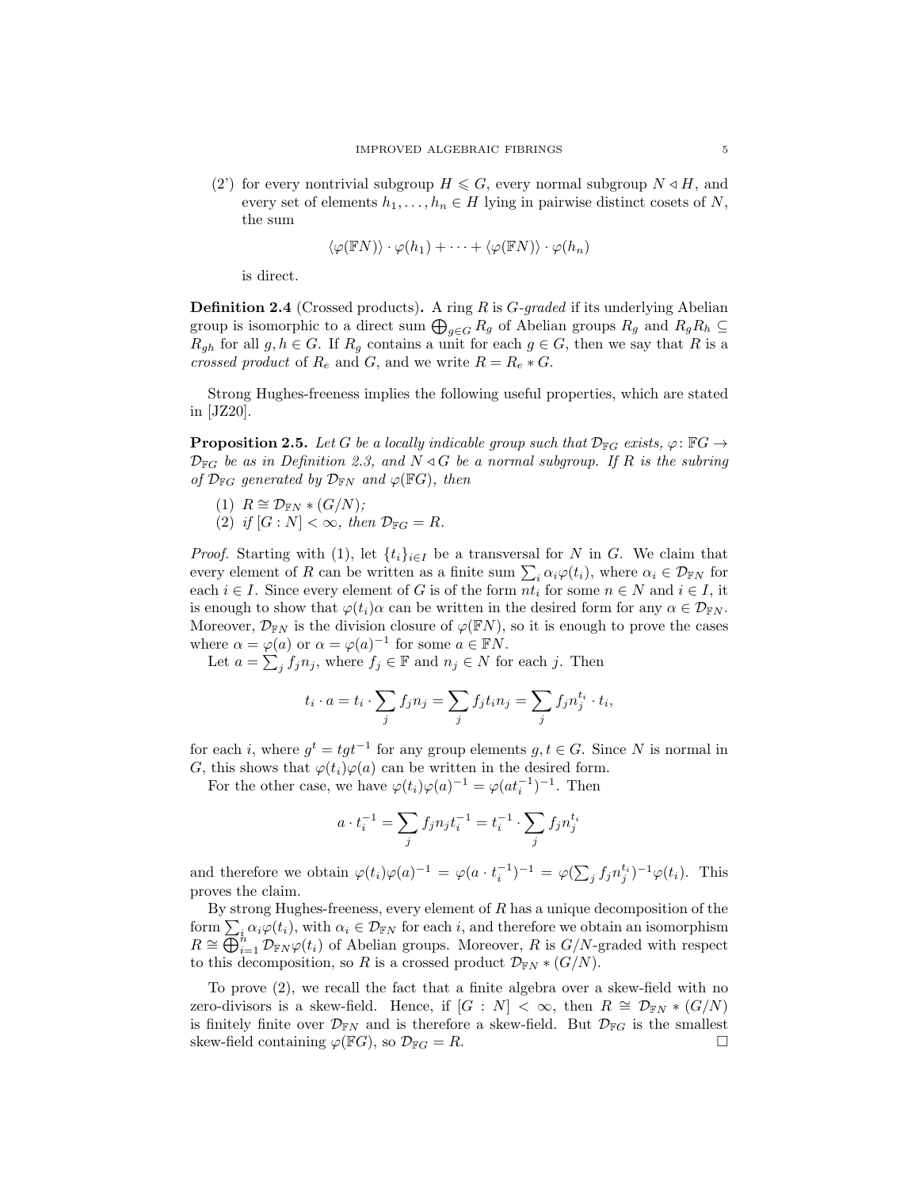(2') for every nontrivial subgroup $H \leqslant G$, every normal subgroup $N \triangleleft H$, and every set of elements $h_1, \dots, h_n \in H$ lying in pairwise distinct cosets of $N$, the sum

$$\langle \varphi(\mathbb{F}N) \rangle \cdot \varphi(h_1) + \cdots + \langle \varphi(\mathbb{F}N) \rangle \cdot \varphi(h_n)$$

is direct.

**Definition 2.4** (Crossed products)**.** A ring $R$ is *$G$-graded* if its underlying Abelian group is isomorphic to a direct sum $\bigoplus_{g \in G} R_g$ of Abelian groups $R_g$ and $R_g R_h \subseteq R_{gh}$ for all $g, h \in G$. If $R_g$ contains a unit for each $g \in G$, then we say that $R$ is a *crossed product* of $R_e$ and $G$, and we write $R = R_e * G$.

Strong Hughes-freeness implies the following useful properties, which are stated in [JZ20].

**Proposition 2.5.** *Let $G$ be a locally indicable group such that $\mathcal{D}_{\mathbb{F}G}$ exists, $\varphi \colon \mathbb{F}G \to \mathcal{D}_{\mathbb{F}G}$ be as in Definition 2.3, and $N \triangleleft G$ be a normal subgroup. If $R$ is the subring of $\mathcal{D}_{\mathbb{F}G}$ generated by $\mathcal{D}_{\mathbb{F}N}$ and $\varphi(\mathbb{F}G)$, then*

1. *$R \cong \mathcal{D}_{\mathbb{F}N} * (G/N)$;*
2. *if $[G : N] < \infty$, then $\mathcal{D}_{\mathbb{F}G} = R$.*

*Proof.* Starting with (1), let $\{t_i\}_{i \in I}$ be a transversal for $N$ in $G$. We claim that every element of $R$ can be written as a finite sum $\sum_i \alpha_i \varphi(t_i)$, where $\alpha_i \in \mathcal{D}_{\mathbb{F}N}$ for each $i \in I$. Since every element of $G$ is of the form $nt_i$ for some $n \in N$ and $i \in I$, it is enough to show that $\varphi(t_i)\alpha$ can be written in the desired form for any $\alpha \in \mathcal{D}_{\mathbb{F}N}$. Moreover, $\mathcal{D}_{\mathbb{F}N}$ is the division closure of $\varphi(\mathbb{F}N)$, so it is enough to prove the cases where $\alpha = \varphi(a)$ or $\alpha = \varphi(a)^{-1}$ for some $a \in \mathbb{F}N$.

Let $a = \sum_j f_j n_j$, where $f_j \in \mathbb{F}$ and $n_j \in N$ for each $j$. Then

$$t_i \cdot a = t_i \cdot \sum_j f_j n_j = \sum_j f_j t_i n_j = \sum_j f_j n_j^{t_i} \cdot t_i,$$

for each $i$, where $g^t = tgt^{-1}$ for any group elements $g, t \in G$. Since $N$ is normal in $G$, this shows that $\varphi(t_i)\varphi(a)$ can be written in the desired form.

For the other case, we have $\varphi(t_i)\varphi(a)^{-1} = \varphi(at_i^{-1})^{-1}$. Then

$$a \cdot t_i^{-1} = \sum_j f_j n_j t_i^{-1} = t_i^{-1} \cdot \sum_j f_j n_j^{t_i}$$

and therefore we obtain $\varphi(t_i)\varphi(a)^{-1} = \varphi(a \cdot t_i^{-1})^{-1} = \varphi(\sum_j f_j n_j^{t_i})^{-1}\varphi(t_i)$. This proves the claim.

By strong Hughes-freeness, every element of $R$ has a unique decomposition of the form $\sum_i \alpha_i \varphi(t_i)$, with $\alpha_i \in \mathcal{D}_{\mathbb{F}N}$ for each $i$, and therefore we obtain an isomorphism $R \cong \bigoplus_{i=1}^{h} \mathcal{D}_{\mathbb{F}N}\varphi(t_i)$ of Abelian groups. Moreover, $R$ is $G/N$-graded with respect to this decomposition, so $R$ is a crossed product $\mathcal{D}_{\mathbb{F}N} * (G/N)$.

To prove (2), we recall the fact that a finite algebra over a skew-field with no zero-divisors is a skew-field. Hence, if $[G : N] < \infty$, then $R \cong \mathcal{D}_{\mathbb{F}N} * (G/N)$ is finitely finite over $\mathcal{D}_{\mathbb{F}N}$ and is therefore a skew-field. But $\mathcal{D}_{\mathbb{F}G}$ is the smallest skew-field containing $\varphi(\mathbb{F}G)$, so $\mathcal{D}_{\mathbb{F}G} = R$. $\square$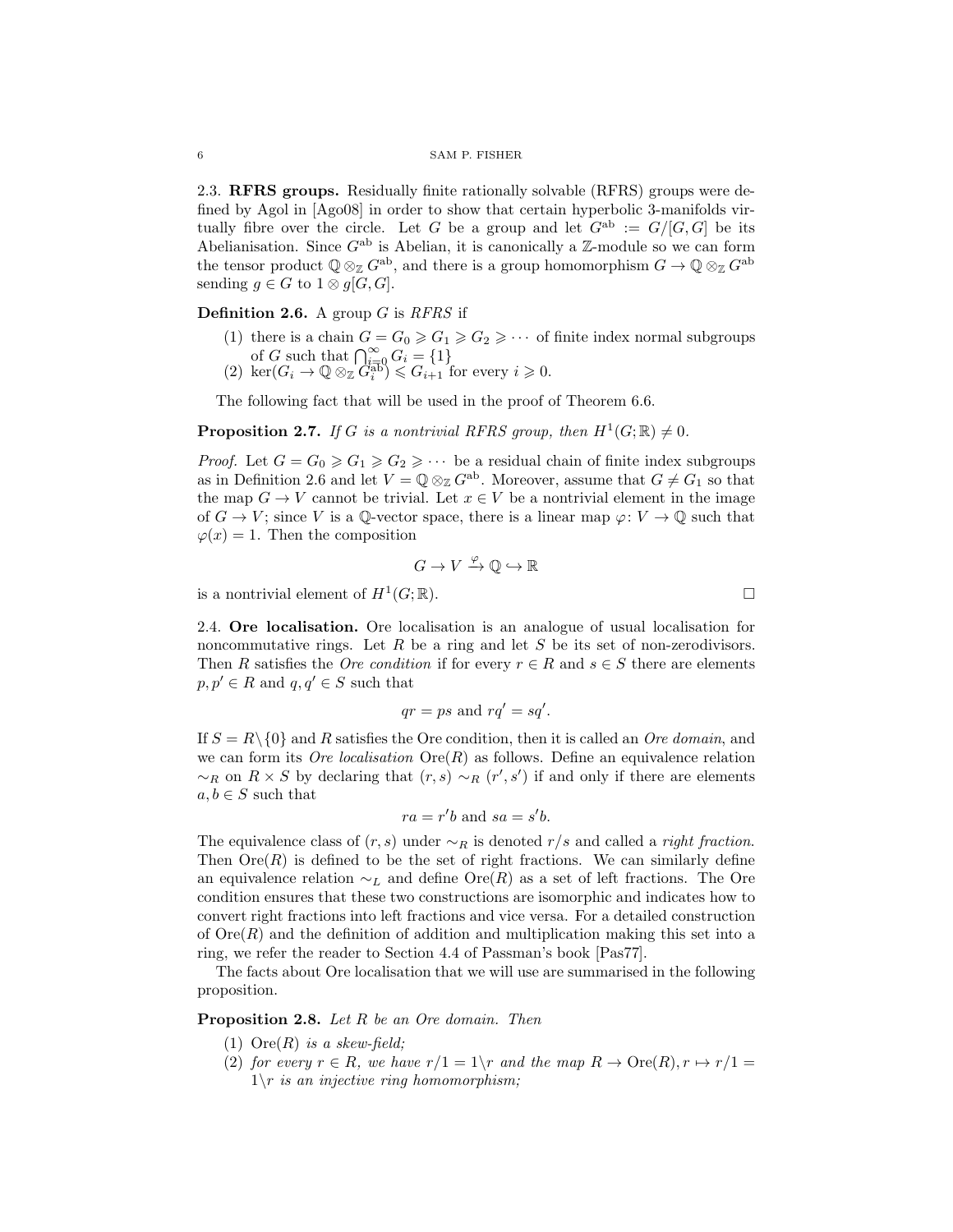2.3. **RFRS groups.** Residually finite rationally solvable (RFRS) groups were defined by Agol in [Ago08] in order to show that certain hyperbolic 3-manifolds virtually fibre over the circle. Let $G$ be a group and let $G^{\mathrm{ab}} := G/[G,G]$ be its Abelianisation. Since $G^{\mathrm{ab}}$ is Abelian, it is canonically a $\mathbb{Z}$-module so we can form the tensor product $\mathbb{Q} \otimes_{\mathbb{Z}} G^{\mathrm{ab}}$, and there is a group homomorphism $G \to \mathbb{Q} \otimes_{\mathbb{Z}} G^{\mathrm{ab}}$ sending $g \in G$ to $1 \otimes g[G,G]$.

**Definition 2.6.** A group $G$ is *RFRS* if

1. there is a chain $G = G_0 \geqslant G_1 \geqslant G_2 \geqslant \cdots$ of finite index normal subgroups of $G$ such that $\bigcap_{i=0}^{\infty} G_i = \{1\}$
2. $\ker(G_i \to \mathbb{Q} \otimes_{\mathbb{Z}} G_i^{\mathrm{ab}}) \leqslant G_{i+1}$ for every $i \geqslant 0$.

The following fact that will be used in the proof of Theorem 6.6.

**Proposition 2.7.** *If $G$ is a nontrivial RFRS group, then $H^1(G;\mathbb{R}) \neq 0$.*

*Proof.* Let $G = G_0 \geqslant G_1 \geqslant G_2 \geqslant \cdots$ be a residual chain of finite index subgroups as in Definition 2.6 and let $V = \mathbb{Q} \otimes_{\mathbb{Z}} G^{\mathrm{ab}}$. Moreover, assume that $G \neq G_1$ so that the map $G \to V$ cannot be trivial. Let $x \in V$ be a nontrivial element in the image of $G \to V$; since $V$ is a $\mathbb{Q}$-vector space, there is a linear map $\varphi \colon V \to \mathbb{Q}$ such that $\varphi(x) = 1$. Then the composition

$$G \to V \xrightarrow{\varphi} \mathbb{Q} \hookrightarrow \mathbb{R}$$

is a nontrivial element of $H^1(G;\mathbb{R})$. $\square$

2.4. **Ore localisation.** Ore localisation is an analogue of usual localisation for noncommutative rings. Let $R$ be a ring and let $S$ be its set of non-zerodivisors. Then $R$ satisfies the *Ore condition* if for every $r \in R$ and $s \in S$ there are elements $p, p' \in R$ and $q, q' \in S$ such that

$$qr = ps \text{ and } rq' = sq'.$$

If $S = R \backslash \{0\}$ and $R$ satisfies the Ore condition, then it is called an *Ore domain*, and we can form its *Ore localisation* $\mathrm{Ore}(R)$ as follows. Define an equivalence relation $\sim_R$ on $R \times S$ by declaring that $(r,s) \sim_R (r',s')$ if and only if there are elements $a, b \in S$ such that

$$ra = r'b \text{ and } sa = s'b.$$

The equivalence class of $(r,s)$ under $\sim_R$ is denoted $r/s$ and called a *right fraction*. Then $\mathrm{Ore}(R)$ is defined to be the set of right fractions. We can similarly define an equivalence relation $\sim_L$ and define $\mathrm{Ore}(R)$ as a set of left fractions. The Ore condition ensures that these two constructions are isomorphic and indicates how to convert right fractions into left fractions and vice versa. For a detailed construction of $\mathrm{Ore}(R)$ and the definition of addition and multiplication making this set into a ring, we refer the reader to Section 4.4 of Passman's book [Pas77].

The facts about Ore localisation that we will use are summarised in the following proposition.

**Proposition 2.8.** *Let $R$ be an Ore domain. Then*

1. *$\mathrm{Ore}(R)$ is a skew-field;*
2. *for every $r \in R$, we have $r/1 = 1\backslash r$ and the map $R \to \mathrm{Ore}(R), r \mapsto r/1 = 1\backslash r$ is an injective ring homomorphism;*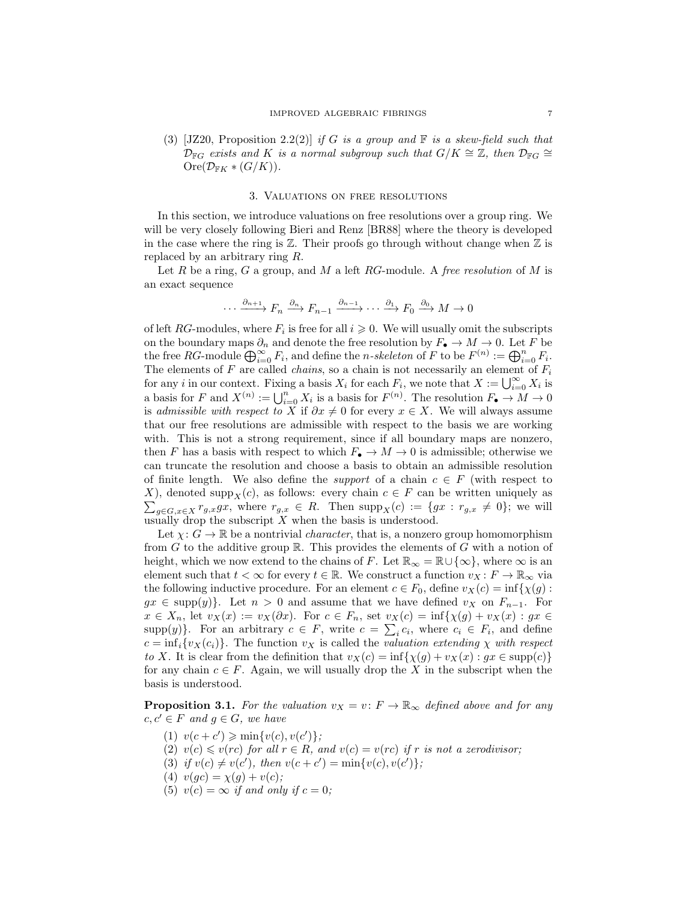(3) [JZ20, Proposition 2.2(2)] *if $G$ is a group and $\mathbb{F}$ is a skew-field such that $\mathcal{D}_{\mathbb{F}G}$ exists and $K$ is a normal subgroup such that $G/K \cong \mathbb{Z}$, then $\mathcal{D}_{\mathbb{F}G} \cong \operatorname{Ore}(\mathcal{D}_{\mathbb{F}K} * (G/K))$.*

## 3. Valuations on free resolutions

In this section, we introduce valuations on free resolutions over a group ring. We will be very closely following Bieri and Renz [BR88] where the theory is developed in the case where the ring is $\mathbb{Z}$. Their proofs go through without change when $\mathbb{Z}$ is replaced by an arbitrary ring $R$.

Let $R$ be a ring, $G$ a group, and $M$ a left $RG$-module. A *free resolution* of $M$ is an exact sequence

$$\cdots \xrightarrow{\partial_{n+1}} F_n \xrightarrow{\partial_n} F_{n-1} \xrightarrow{\partial_{n-1}} \cdots \xrightarrow{\partial_1} F_0 \xrightarrow{\partial_0} M \to 0$$

of left $RG$-modules, where $F_i$ is free for all $i \geqslant 0$. We will usually omit the subscripts on the boundary maps $\partial_n$ and denote the free resolution by $F_\bullet \to M \to 0$. Let $F$ be the free $RG$-module $\bigoplus_{i=0}^{\infty} F_i$, and define the *$n$-skeleton* of $F$ to be $F^{(n)} := \bigoplus_{i=0}^{n} F_i$. The elements of $F$ are called *chains*, so a chain is not necessarily an element of $F_i$ for any $i$ in our context. Fixing a basis $X_i$ for each $F_i$, we note that $X := \bigcup_{i=0}^{\infty} X_i$ is a basis for $F$ and $X^{(n)} := \bigcup_{i=0}^{n} X_i$ is a basis for $F^{(n)}$. The resolution $F_\bullet \to M \to 0$ is *admissible with respect to* $X$ if $\partial x \neq 0$ for every $x \in X$. We will always assume that our free resolutions are admissible with respect to the basis we are working with. This is not a strong requirement, since if all boundary maps are nonzero, then $F$ has a basis with respect to which $F_\bullet \to M \to 0$ is admissible; otherwise we can truncate the resolution and choose a basis to obtain an admissible resolution of finite length. We also define the *support* of a chain $c \in F$ (with respect to $X$), denoted $\operatorname{supp}_X(c)$, as follows: every chain $c \in F$ can be written uniquely as $\sum_{g \in G, x \in X} r_{g,x} gx$, where $r_{g,x} \in R$. Then $\operatorname{supp}_X(c) := \{gx : r_{g,x} \neq 0\}$; we will usually drop the subscript $X$ when the basis is understood.

Let $\chi \colon G \to \mathbb{R}$ be a nontrivial *character*, that is, a nonzero group homomorphism from $G$ to the additive group $\mathbb{R}$. This provides the elements of $G$ with a notion of height, which we now extend to the chains of $F$. Let $\mathbb{R}_\infty = \mathbb{R} \cup \{\infty\}$, where $\infty$ is an element such that $t < \infty$ for every $t \in \mathbb{R}$. We construct a function $v_X \colon F \to \mathbb{R}_\infty$ via the following inductive procedure. For an element $c \in F_0$, define $v_X(c) = \inf\{\chi(g) : gx \in \operatorname{supp}(y)\}$. Let $n > 0$ and assume that we have defined $v_X$ on $F_{n-1}$. For $x \in X_n$, let $v_X(x) := v_X(\partial x)$. For $c \in F_n$, set $v_X(c) = \inf\{\chi(g) + v_X(x) : gx \in \operatorname{supp}(y)\}$. For an arbitrary $c \in F$, write $c = \sum_i c_i$, where $c_i \in F_i$, and define $c = \inf_i\{v_X(c_i)\}$. The function $v_X$ is called the *valuation extending $\chi$ with respect to $X$*. It is clear from the definition that $v_X(c) = \inf\{\chi(g) + v_X(x) : gx \in \operatorname{supp}(c)\}$ for any chain $c \in F$. Again, we will usually drop the $X$ in the subscript when the basis is understood.

**Proposition 3.1.** *For the valuation $v_X = v \colon F \to \mathbb{R}_\infty$ defined above and for any $c, c' \in F$ and $g \in G$, we have*

1. $v(c + c') \geqslant \min\{v(c), v(c')\}$;
2. $v(c) \leqslant v(rc)$ *for all $r \in R$, and $v(c) = v(rc)$ if $r$ is not a zerodivisor;*
3. *if $v(c) \neq v(c')$, then $v(c + c') = \min\{v(c), v(c')\}$;*
4. $v(gc) = \chi(g) + v(c)$;
5. $v(c) = \infty$ *if and only if $c = 0$;*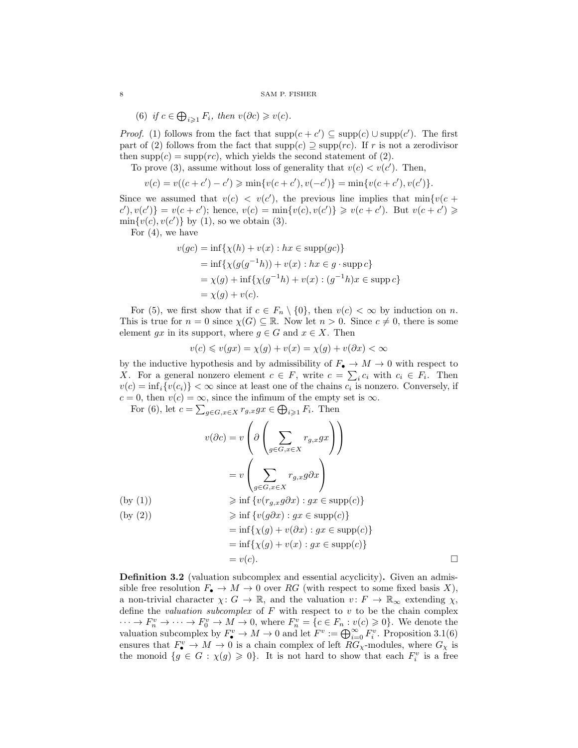(6) *if* $c \in \bigoplus_{i \geqslant 1} F_i$*, then* $v(\partial c) \geqslant v(c)$.

*Proof.* (1) follows from the fact that $\operatorname{supp}(c + c') \subseteq \operatorname{supp}(c) \cup \operatorname{supp}(c')$. The first part of (2) follows from the fact that $\operatorname{supp}(c) \supseteq \operatorname{supp}(rc)$. If $r$ is not a zerodivisor then $\operatorname{supp}(c) = \operatorname{supp}(rc)$, which yields the second statement of (2).

To prove (3), assume without loss of generality that $v(c) < v(c')$. Then,

$$v(c) = v((c + c') - c') \geqslant \min\{v(c + c'), v(-c')\} = \min\{v(c + c'), v(c')\}.$$

Since we assumed that $v(c) < v(c')$, the previous line implies that $\min\{v(c + c'), v(c')\} = v(c + c')$; hence, $v(c) = \min\{v(c), v(c')\} \geqslant v(c + c')$. But $v(c + c') \geqslant \min\{v(c), v(c')\}$ by (1), so we obtain (3).

For (4), we have

$$\begin{aligned}
v(gc) &= \inf\{\chi(h) + v(x) : hx \in \operatorname{supp}(gc)\} \\
&= \inf\{\chi(g(g^{-1}h)) + v(x) : hx \in g \cdot \operatorname{supp} c\} \\
&= \chi(g) + \inf\{\chi(g^{-1}h) + v(x) : (g^{-1}h)x \in \operatorname{supp} c\} \\
&= \chi(g) + v(c).
\end{aligned}$$

For (5), we first show that if $c \in F_n \setminus \{0\}$, then $v(c) < \infty$ by induction on $n$. This is true for $n = 0$ since $\chi(G) \subseteq \mathbb{R}$. Now let $n > 0$. Since $c \neq 0$, there is some element $gx$ in its support, where $g \in G$ and $x \in X$. Then

$$v(c) \leqslant v(gx) = \chi(g) + v(x) = \chi(g) + v(\partial x) < \infty$$

by the inductive hypothesis and by admissibility of $F_\bullet \to M \to 0$ with respect to $X$. For a general nonzero element $c \in F$, write $c = \sum_i c_i$ with $c_i \in F_i$. Then $v(c) = \inf_i\{v(c_i)\} < \infty$ since at least one of the chains $c_i$ is nonzero. Conversely, if $c = 0$, then $v(c) = \infty$, since the infimum of the empty set is $\infty$.

For (6), let $c = \sum_{g \in G, x \in X} r_{g,x} gx \in \bigoplus_{i \geqslant 1} F_i$. Then

$$\begin{aligned}
v(\partial c) &= v\left(\partial\left(\sum_{g \in G, x \in X} r_{g,x} gx\right)\right) \\
&= v\left(\sum_{g \in G, x \in X} r_{g,x} g \partial x\right) \\
\text{(by (1))} \quad &\geqslant \inf\{v(r_{g,x} g \partial x) : gx \in \operatorname{supp}(c)\} \\
\text{(by (2))} \quad &\geqslant \inf\{v(g \partial x) : gx \in \operatorname{supp}(c)\} \\
&= \inf\{\chi(g) + v(\partial x) : gx \in \operatorname{supp}(c)\} \\
&= \inf\{\chi(g) + v(x) : gx \in \operatorname{supp}(c)\} \\
&= v(c).
\end{aligned}$$

□

**Definition 3.2** (valuation subcomplex and essential acyclicity)**.** Given an admissible free resolution $F_\bullet \to M \to 0$ over $RG$ (with respect to some fixed basis $X$), a non-trivial character $\chi \colon G \to \mathbb{R}$, and the valuation $v \colon F \to \mathbb{R}_\infty$ extending $\chi$, define the *valuation subcomplex* of $F$ with respect to $v$ to be the chain complex $\cdots \to F_n^v \to \cdots \to F_0^v \to M \to 0$, where $F_n^v = \{c \in F_n : v(c) \geqslant 0\}$. We denote the valuation subcomplex by $F_\bullet^v \to M \to 0$ and let $F^v := \bigoplus_{i=0}^\infty F_i^v$. Proposition 3.1(6) ensures that $F_\bullet^v \to M \to 0$ is a chain complex of left $RG_\chi$-modules, where $G_\chi$ is the monoid $\{g \in G : \chi(g) \geqslant 0\}$. It is not hard to show that each $F_i^v$ is a free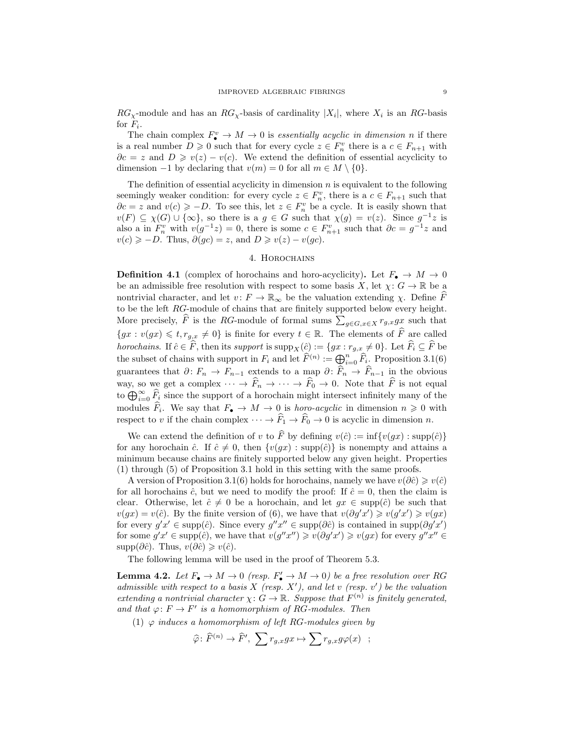$RG_\chi$-module and has an $RG_\chi$-basis of cardinality $|X_i|$, where $X_i$ is an $RG$-basis for $F_i$.

The chain complex $F^v_\bullet \to M \to 0$ is *essentially acyclic in dimension* $n$ if there is a real number $D \geqslant 0$ such that for every cycle $z \in F^v_n$ there is a $c \in F_{n+1}$ with $\partial c = z$ and $D \geqslant v(z) - v(c)$. We extend the definition of essential acyclicity to dimension $-1$ by declaring that $v(m) = 0$ for all $m \in M \setminus \{0\}$.

The definition of essential acyclicity in dimension $n$ is equivalent to the following seemingly weaker condition: for every cycle $z \in F^v_n$, there is a $c \in F_{n+1}$ such that $\partial c = z$ and $v(c) \geqslant -D$. To see this, let $z \in F^v_n$ be a cycle. It is easily shown that $v(F) \subseteq \chi(G) \cup \{\infty\}$, so there is a $g \in G$ such that $\chi(g) = v(z)$. Since $g^{-1}z$ is also a in $F^v_n$ with $v(g^{-1}z) = 0$, there is some $c \in F^v_{n+1}$ such that $\partial c = g^{-1}z$ and $v(c) \geqslant -D$. Thus, $\partial(gc) = z$, and $D \geqslant v(z) - v(gc)$.

## 4. Horochains

**Definition 4.1** (complex of horochains and horo-acyclicity)**.** Let $F_\bullet \to M \to 0$ be an admissible free resolution with respect to some basis $X$, let $\chi\colon G \to \mathbb{R}$ be a nontrivial character, and let $v\colon F \to \mathbb{R}_\infty$ be the valuation extending $\chi$. Define $\widehat{F}$ to be the left $RG$-module of chains that are finitely supported below every height. More precisely, $\widehat{F}$ is the $RG$-module of formal sums $\sum_{g \in G, x \in X} r_{g,x} gx$ such that $\{gx : v(gx) \leqslant t, r_{g,x} \neq 0\}$ is finite for every $t \in \mathbb{R}$. The elements of $\widehat{F}$ are called *horochains*. If $\hat{c} \in \widehat{F}$, then its *support* is $\mathrm{supp}_X(\hat{c}) := \{gx : r_{g,x} \neq 0\}$. Let $\widehat{F}_i \subseteq \widehat{F}$ be the subset of chains with support in $F_i$ and let $\widehat{F}^{(n)} := \bigoplus_{i=0}^n \widehat{F}_i$. Proposition 3.1(6) guarantees that $\partial\colon F_n \to F_{n-1}$ extends to a map $\partial\colon \widehat{F}_n \to \widehat{F}_{n-1}$ in the obvious way, so we get a complex $\cdots \to \widehat{F}_n \to \cdots \to \widehat{F}_0 \to 0$. Note that $\widehat{F}$ is not equal to $\bigoplus_{i=0}^\infty \widehat{F}_i$ since the support of a horochain might intersect infinitely many of the modules $\widehat{F}_i$. We say that $F_\bullet \to M \to 0$ is *horo-acyclic* in dimension $n \geqslant 0$ with respect to $v$ if the chain complex $\cdots \to \widehat{F}_1 \to \widehat{F}_0 \to 0$ is acyclic in dimension $n$.

We can extend the definition of $v$ to $\widehat{F}$ by defining $v(\hat{c}) := \inf\{v(gx) : \mathrm{supp}(\hat{c})\}$ for any horochain $\hat{c}$. If $\hat{c} \neq 0$, then $\{v(gx) : \mathrm{supp}(\hat{c})\}$ is nonempty and attains a minimum because chains are finitely supported below any given height. Properties (1) through (5) of Proposition 3.1 hold in this setting with the same proofs.

A version of Proposition 3.1(6) holds for horochains, namely we have $v(\partial\hat{c}) \geqslant v(\hat{c})$ for all horochains $\hat{c}$, but we need to modify the proof: If $\hat{c} = 0$, then the claim is clear. Otherwise, let $\hat{c} \neq 0$ be a horochain, and let $gx \in \mathrm{supp}(\hat{c})$ be such that $v(gx) = v(\hat{c})$. By the finite version of (6), we have that $v(\partial g'x') \geqslant v(g'x') \geqslant v(gx)$ for every $g'x' \in \mathrm{supp}(\hat{c})$. Since every $g''x'' \in \mathrm{supp}(\partial\hat{c})$ is contained in $\mathrm{supp}(\partial g'x')$ for some $g'x' \in \mathrm{supp}(\hat{c})$, we have that $v(g''x'') \geqslant v(\partial g'x') \geqslant v(gx)$ for every $g''x'' \in \mathrm{supp}(\partial\hat{c})$. Thus, $v(\partial\hat{c}) \geqslant v(\hat{c})$.

The following lemma will be used in the proof of Theorem 5.3.

**Lemma 4.2.** *Let $F_\bullet \to M \to 0$ (resp. $F'_\bullet \to M \to 0$) be a free resolution over $RG$ admissible with respect to a basis $X$ (resp. $X'$), and let $v$ (resp. $v'$) be the valuation extending a nontrivial character $\chi\colon G \to \mathbb{R}$. Suppose that $F^{(n)}$ is finitely generated, and that $\varphi\colon F \to F'$ is a homomorphism of $RG$-modules. Then*

(1) *$\varphi$ induces a homomorphism of left $RG$-modules given by*

$$\widehat{\varphi}\colon \widehat{F}^{(n)} \to \widehat{F}',\ \sum r_{g,x} gx \mapsto \sum r_{g,x} g\varphi(x) \quad ;$$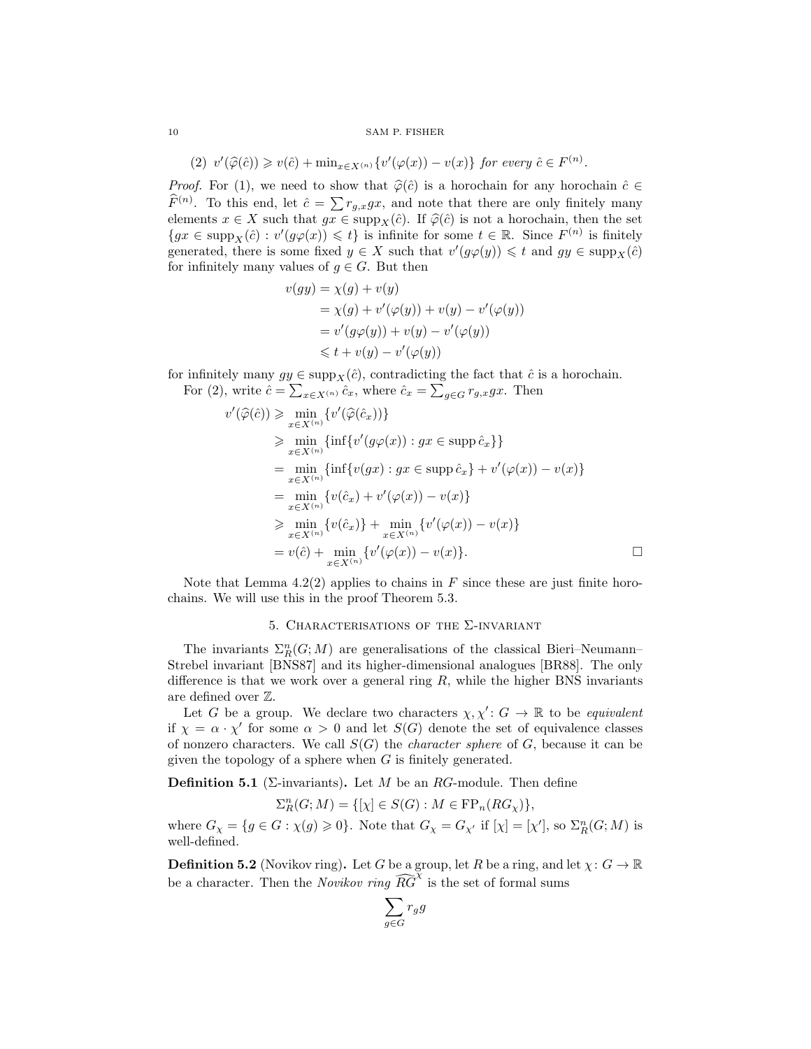(2) $v'(\widehat{\varphi}(\hat{c})) \geqslant v(\hat{c}) + \min_{x \in X^{(n)}}\{v'(\varphi(x)) - v(x)\}$ *for every* $\hat{c} \in F^{(n)}$.

*Proof.* For (1), we need to show that $\widehat{\varphi}(\hat{c})$ is a horochain for any horochain $\hat{c} \in \widehat{F}^{(n)}$. To this end, let $\hat{c} = \sum r_{g,x} gx$, and note that there are only finitely many elements $x \in X$ such that $gx \in \operatorname{supp}_X(\hat{c})$. If $\widehat{\varphi}(\hat{c})$ is not a horochain, then the set $\{gx \in \operatorname{supp}_X(\hat{c}) : v'(g\varphi(x)) \leqslant t\}$ is infinite for some $t \in \mathbb{R}$. Since $F^{(n)}$ is finitely generated, there is some fixed $y \in X$ such that $v'(g\varphi(y)) \leqslant t$ and $gy \in \operatorname{supp}_X(\hat{c})$ for infinitely many values of $g \in G$. But then

$$
\begin{aligned}
v(gy) &= \chi(g) + v(y) \\
&= \chi(g) + v'(\varphi(y)) + v(y) - v'(\varphi(y)) \\
&= v'(g\varphi(y)) + v(y) - v'(\varphi(y)) \\
&\leqslant t + v(y) - v'(\varphi(y))
\end{aligned}
$$

for infinitely many $gy \in \operatorname{supp}_X(\hat{c})$, contradicting the fact that $\hat{c}$ is a horochain.

For (2), write $\hat{c} = \sum_{x \in X^{(n)}} \hat{c}_x$, where $\hat{c}_x = \sum_{g \in G} r_{g,x} gx$. Then

$$
\begin{aligned}
v'(\widehat{\varphi}(\hat{c})) &\geqslant \min_{x \in X^{(n)}} \{v'(\widehat{\varphi}(\hat{c}_x))\} \\
&\geqslant \min_{x \in X^{(n)}} \{\inf\{v'(g\varphi(x)) : gx \in \operatorname{supp} \hat{c}_x\}\} \\
&= \min_{x \in X^{(n)}} \{\inf\{v(gx) : gx \in \operatorname{supp} \hat{c}_x\} + v'(\varphi(x)) - v(x)\} \\
&= \min_{x \in X^{(n)}} \{v(\hat{c}_x) + v'(\varphi(x)) - v(x)\} \\
&\geqslant \min_{x \in X^{(n)}} \{v(\hat{c}_x)\} + \min_{x \in X^{(n)}} \{v'(\varphi(x)) - v(x)\} \\
&= v(\hat{c}) + \min_{x \in X^{(n)}} \{v'(\varphi(x)) - v(x)\}.
\end{aligned}
$$

□

Note that Lemma 4.2(2) applies to chains in $F$ since these are just finite horochains. We will use this in the proof Theorem 5.3.

## 5. Characterisations of the $\Sigma$-invariant

The invariants $\Sigma^n_R(G; M)$ are generalisations of the classical Bieri–Neumann–Strebel invariant [BNS87] and its higher-dimensional analogues [BR88]. The only difference is that we work over a general ring $R$, while the higher BNS invariants are defined over $\mathbb{Z}$.

Let $G$ be a group. We declare two characters $\chi, \chi' : G \to \mathbb{R}$ to be *equivalent* if $\chi = \alpha \cdot \chi'$ for some $\alpha > 0$ and let $S(G)$ denote the set of equivalence classes of nonzero characters. We call $S(G)$ the *character sphere* of $G$, because it can be given the topology of a sphere when $G$ is finitely generated.

**Definition 5.1** ($\Sigma$-invariants)**.** Let $M$ be an $RG$-module. Then define

$$
\Sigma^n_R(G; M) = \{[\chi] \in S(G) : M \in \mathrm{FP}_n(RG_\chi)\},
$$

where $G_\chi = \{g \in G : \chi(g) \geqslant 0\}$. Note that $G_\chi = G_{\chi'}$ if $[\chi] = [\chi']$, so $\Sigma^n_R(G; M)$ is well-defined.

**Definition 5.2** (Novikov ring)**.** Let $G$ be a group, let $R$ be a ring, and let $\chi : G \to \mathbb{R}$ be a character. Then the *Novikov ring* $\widehat{RG}^\chi$ is the set of formal sums

$$
\sum_{g \in G} r_g g
$$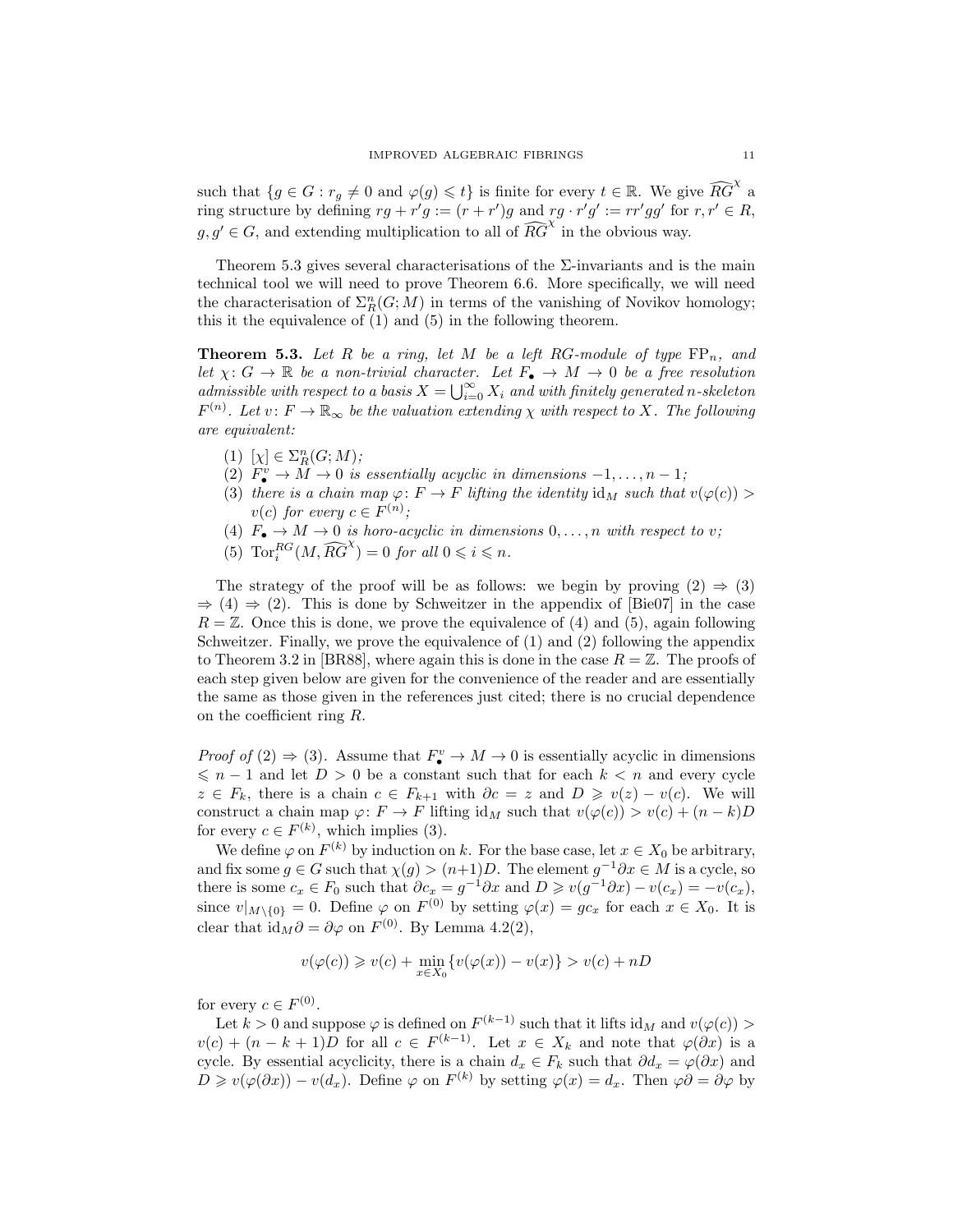such that $\{g \in G : r_g \neq 0 \text{ and } \varphi(g) \leqslant t\}$ is finite for every $t \in \mathbb{R}$. We give $\widehat{RG}^\chi$ a ring structure by defining $rg + r'g := (r + r')g$ and $rg \cdot r'g' := rr'gg'$ for $r, r' \in R$, $g, g' \in G$, and extending multiplication to all of $\widehat{RG}^\chi$ in the obvious way.

Theorem 5.3 gives several characterisations of the Σ-invariants and is the main technical tool we will need to prove Theorem 6.6. More specifically, we will need the characterisation of $\Sigma^n_R(G; M)$ in terms of the vanishing of Novikov homology; this it the equivalence of (1) and (5) in the following theorem.

**Theorem 5.3.** *Let $R$ be a ring, let $M$ be a left $RG$-module of type $\mathrm{FP}_n$, and let $\chi: G \to \mathbb{R}$ be a non-trivial character. Let $F_\bullet \to M \to 0$ be a free resolution admissible with respect to a basis $X = \bigcup_{i=0}^\infty X_i$ and with finitely generated $n$-skeleton $F^{(n)}$. Let $v: F \to \mathbb{R}_\infty$ be the valuation extending $\chi$ with respect to $X$. The following are equivalent:*

1. *$[\chi] \in \Sigma^n_R(G; M)$;*
2. *$F^v_\bullet \to M \to 0$ is essentially acyclic in dimensions $-1, \dots, n-1$;*
3. *there is a chain map $\varphi: F \to F$ lifting the identity $\mathrm{id}_M$ such that $v(\varphi(c)) > v(c)$ for every $c \in F^{(n)}$;*
4. *$F_\bullet \to M \to 0$ is horo-acyclic in dimensions $0, \dots, n$ with respect to $v$;*
5. *$\mathrm{Tor}^{RG}_i(M, \widehat{RG}^\chi) = 0$ for all $0 \leqslant i \leqslant n$.*

The strategy of the proof will be as follows: we begin by proving (2) ⇒ (3) ⇒ (4) ⇒ (2). This is done by Schweitzer in the appendix of [Bie07] in the case $R = \mathbb{Z}$. Once this is done, we prove the equivalence of (4) and (5), again following Schweitzer. Finally, we prove the equivalence of (1) and (2) following the appendix to Theorem 3.2 in [BR88], where again this is done in the case $R = \mathbb{Z}$. The proofs of each step given below are given for the convenience of the reader and are essentially the same as those given in the references just cited; there is no crucial dependence on the coefficient ring $R$.

*Proof of* (2) ⇒ (3). Assume that $F^v_\bullet \to M \to 0$ is essentially acyclic in dimensions $\leqslant n-1$ and let $D > 0$ be a constant such that for each $k < n$ and every cycle $z \in F_k$, there is a chain $c \in F_{k+1}$ with $\partial c = z$ and $D \geqslant v(z) - v(c)$. We will construct a chain map $\varphi: F \to F$ lifting $\mathrm{id}_M$ such that $v(\varphi(c)) > v(c) + (n-k)D$ for every $c \in F^{(k)}$, which implies (3).

We define $\varphi$ on $F^{(k)}$ by induction on $k$. For the base case, let $x \in X_0$ be arbitrary, and fix some $g \in G$ such that $\chi(g) > (n+1)D$. The element $g^{-1}\partial x \in M$ is a cycle, so there is some $c_x \in F_0$ such that $\partial c_x = g^{-1}\partial x$ and $D \geqslant v(g^{-1}\partial x) - v(c_x) = -v(c_x)$, since $v|_{M \setminus \{0\}} = 0$. Define $\varphi$ on $F^{(0)}$ by setting $\varphi(x) = gc_x$ for each $x \in X_0$. It is clear that $\mathrm{id}_M \partial = \partial\varphi$ on $F^{(0)}$. By Lemma 4.2(2),

$$v(\varphi(c)) \geqslant v(c) + \min_{x \in X_0} \{v(\varphi(x)) - v(x)\} > v(c) + nD$$

for every $c \in F^{(0)}$.

Let $k > 0$ and suppose $\varphi$ is defined on $F^{(k-1)}$ such that it lifts $\mathrm{id}_M$ and $v(\varphi(c)) > v(c) + (n-k+1)D$ for all $c \in F^{(k-1)}$. Let $x \in X_k$ and note that $\varphi(\partial x)$ is a cycle. By essential acyclicity, there is a chain $d_x \in F_k$ such that $\partial d_x = \varphi(\partial x)$ and $D \geqslant v(\varphi(\partial x)) - v(d_x)$. Define $\varphi$ on $F^{(k)}$ by setting $\varphi(x) = d_x$. Then $\varphi\partial = \partial\varphi$ by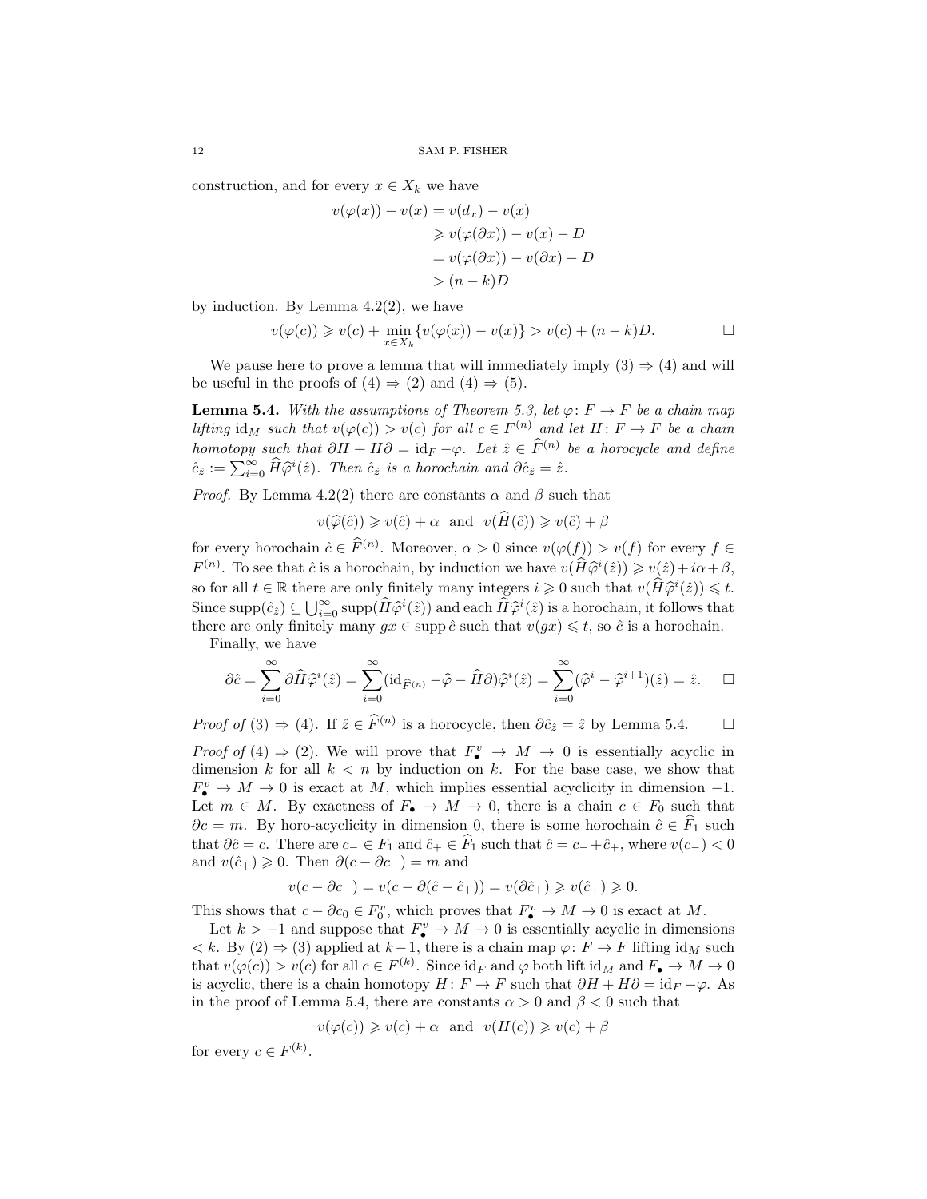construction, and for every $x \in X_k$ we have

$$
\begin{aligned}
v(\varphi(x)) - v(x) &= v(d_x) - v(x) \\
&\geqslant v(\varphi(\partial x)) - v(x) - D \\
&= v(\varphi(\partial x)) - v(\partial x) - D \\
&> (n-k)D
\end{aligned}
$$

by induction. By Lemma 4.2(2), we have

$$
v(\varphi(c)) \geqslant v(c) + \min_{x \in X_k} \{v(\varphi(x)) - v(x)\} > v(c) + (n-k)D. \qquad \square
$$

We pause here to prove a lemma that will immediately imply (3) $\Rightarrow$ (4) and will be useful in the proofs of (4) $\Rightarrow$ (2) and (4) $\Rightarrow$ (5).

**Lemma 5.4.** *With the assumptions of Theorem 5.3, let $\varphi\colon F \to F$ be a chain map lifting $\mathrm{id}_M$ such that $v(\varphi(c)) > v(c)$ for all $c \in F^{(n)}$ and let $H\colon F \to F$ be a chain homotopy such that $\partial H + H\partial = \mathrm{id}_F - \varphi$. Let $\hat{z} \in \widehat{F}^{(n)}$ be a horocycle and define $\hat{c}_{\hat{z}} := \sum_{i=0}^{\infty} \widehat{H}\widehat{\varphi}^i(\hat{z})$. Then $\hat{c}_{\hat{z}}$ is a horochain and $\partial \hat{c}_{\hat{z}} = \hat{z}$.*

*Proof.* By Lemma 4.2(2) there are constants $\alpha$ and $\beta$ such that

$$
v(\widehat{\varphi}(\hat{c})) \geqslant v(\hat{c}) + \alpha \quad \text{and} \quad v(\widehat{H}(\hat{c})) \geqslant v(\hat{c}) + \beta
$$

for every horochain $\hat{c} \in \widehat{F}^{(n)}$. Moreover, $\alpha > 0$ since $v(\varphi(f)) > v(f)$ for every $f \in F^{(n)}$. To see that $\hat{c}$ is a horochain, by induction we have $v(\widehat{H}\widehat{\varphi}^i(\hat{z})) \geqslant v(\hat{z}) + i\alpha + \beta$, so for all $t \in \mathbb{R}$ there are only finitely many integers $i \geqslant 0$ such that $v(\widehat{H}\widehat{\varphi}^i(\hat{z})) \leqslant t$. Since $\operatorname{supp}(\hat{c}_{\hat{z}}) \subseteq \bigcup_{i=0}^{\infty} \operatorname{supp}(\widehat{H}\widehat{\varphi}^i(\hat{z}))$ and each $\widehat{H}\widehat{\varphi}^i(\hat{z})$ is a horochain, it follows that there are only finitely many $gx \in \operatorname{supp} \hat{c}$ such that $v(gx) \leqslant t$, so $\hat{c}$ is a horochain.

Finally, we have

$$
\partial \hat{c} = \sum_{i=0}^{\infty} \partial \widehat{H}\widehat{\varphi}^i(\hat{z}) = \sum_{i=0}^{\infty} (\mathrm{id}_{\widehat{F}^{(n)}} - \widehat{\varphi} - \widehat{H}\partial)\widehat{\varphi}^i(\hat{z}) = \sum_{i=0}^{\infty} (\widehat{\varphi}^i - \widehat{\varphi}^{i+1})(\hat{z}) = \hat{z}. \qquad \square
$$

*Proof of* (3) $\Rightarrow$ (4). If $\hat{z} \in \widehat{F}^{(n)}$ is a horocycle, then $\partial \hat{c}_{\hat{z}} = \hat{z}$ by Lemma 5.4. $\square$

*Proof of* (4) $\Rightarrow$ (2). We will prove that $F_\bullet^v \to M \to 0$ is essentially acyclic in dimension $k$ for all $k < n$ by induction on $k$. For the base case, we show that $F_\bullet^v \to M \to 0$ is exact at $M$, which implies essential acyclicity in dimension $-1$. Let $m \in M$. By exactness of $F_\bullet \to M \to 0$, there is a chain $c \in F_0$ such that $\partial c = m$. By horo-acyclicity in dimension 0, there is some horochain $\hat{c} \in \widehat{F}_1$ such that $\partial \hat{c} = c$. There are $c_- \in F_1$ and $\hat{c}_+ \in \widehat{F}_1$ such that $\hat{c} = c_- + \hat{c}_+$, where $v(c_-) < 0$ and $v(\hat{c}_+) \geqslant 0$. Then $\partial(c - \partial c_-) = m$ and

$$
v(c - \partial c_-) = v(c - \partial(\hat{c} - \hat{c}_+)) = v(\partial \hat{c}_+) \geqslant v(\hat{c}_+) \geqslant 0.
$$

This shows that $c - \partial c_0 \in F_0^v$, which proves that $F_\bullet^v \to M \to 0$ is exact at $M$.

Let $k > -1$ and suppose that $F_\bullet^v \to M \to 0$ is essentially acyclic in dimensions $< k$. By (2) $\Rightarrow$ (3) applied at $k-1$, there is a chain map $\varphi\colon F \to F$ lifting $\mathrm{id}_M$ such that $v(\varphi(c)) > v(c)$ for all $c \in F^{(k)}$. Since $\mathrm{id}_F$ and $\varphi$ both lift $\mathrm{id}_M$ and $F_\bullet \to M \to 0$ is acyclic, there is a chain homotopy $H\colon F \to F$ such that $\partial H + H\partial = \mathrm{id}_F - \varphi$. As in the proof of Lemma 5.4, there are constants $\alpha > 0$ and $\beta < 0$ such that

$$
v(\varphi(c)) \geqslant v(c) + \alpha \quad \text{and} \quad v(H(c)) \geqslant v(c) + \beta
$$

for every $c \in F^{(k)}$.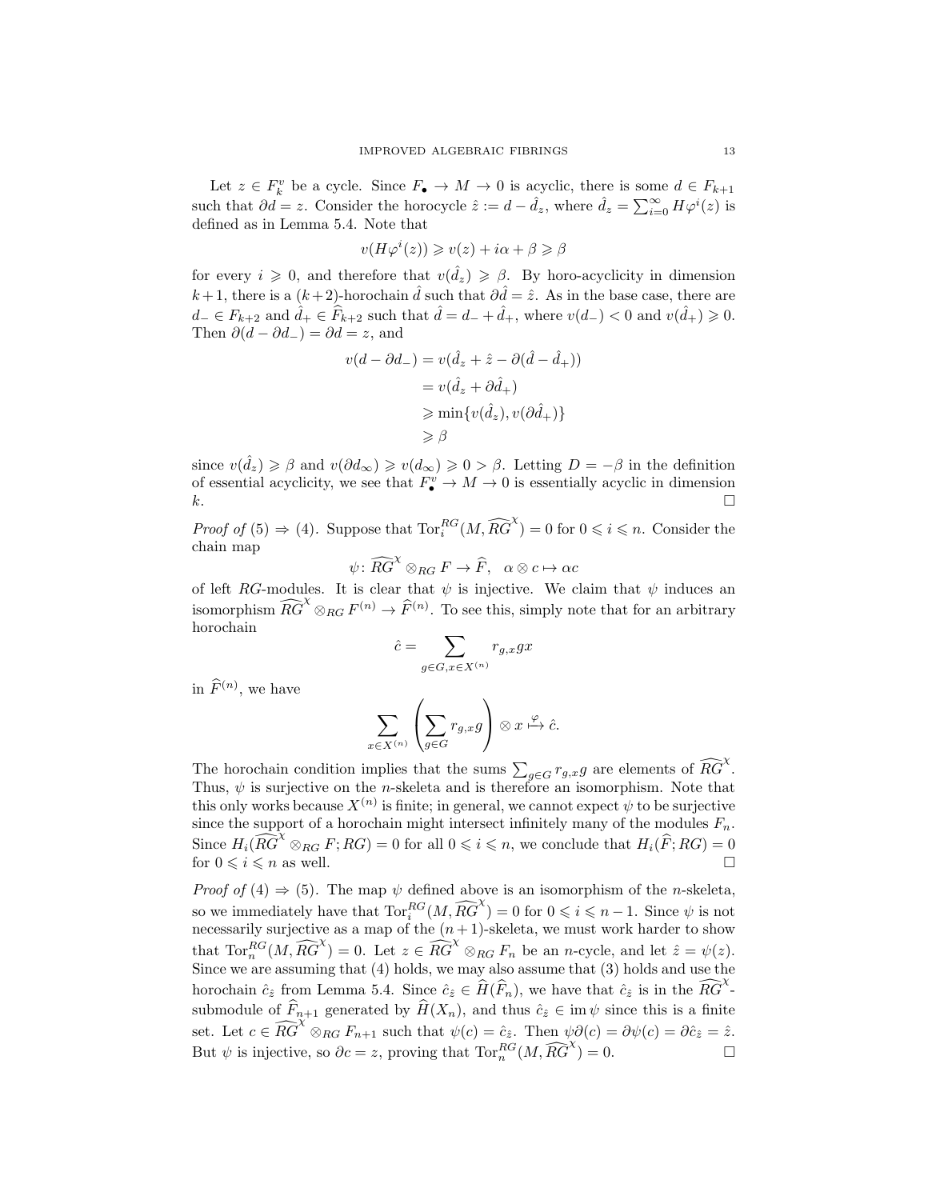Let $z \in F_k^v$ be a cycle. Since $F_\bullet \to M \to 0$ is acyclic, there is some $d \in F_{k+1}$ such that $\partial d = z$. Consider the horocycle $\hat{z} := d - \hat{d}_z$, where $\hat{d}_z = \sum_{i=0}^\infty H\varphi^i(z)$ is defined as in Lemma 5.4. Note that

$$v(H\varphi^i(z)) \geqslant v(z) + i\alpha + \beta \geqslant \beta$$

for every $i \geqslant 0$, and therefore that $v(\hat{d}_z) \geqslant \beta$. By horo-acyclicity in dimension $k+1$, there is a $(k+2)$-horochain $\hat{d}$ such that $\partial \hat{d} = \hat{z}$. As in the base case, there are $d_- \in F_{k+2}$ and $\hat{d}_+ \in \widehat{F}_{k+2}$ such that $\hat{d} = d_- + \hat{d}_+$, where $v(d_-) < 0$ and $v(\hat{d}_+) \geqslant 0$. Then $\partial(d - \partial d_-) = \partial d = z$, and

$$\begin{aligned} v(d - \partial d_-) &= v(\hat{d}_z + \hat{z} - \partial(\hat{d} - \hat{d}_+)) \\ &= v(\hat{d}_z + \partial \hat{d}_+) \\ &\geqslant \min\{v(\hat{d}_z), v(\partial \hat{d}_+)\} \\ &\geqslant \beta \end{aligned}$$

since $v(\hat{d}_z) \geqslant \beta$ and $v(\partial d_\infty) \geqslant v(d_\infty) \geqslant 0 > \beta$. Letting $D = -\beta$ in the definition of essential acyclicity, we see that $F_\bullet^v \to M \to 0$ is essentially acyclic in dimension $k$. $\square$

*Proof of* (5) $\Rightarrow$ (4). Suppose that $\operatorname{Tor}_i^{RG}(M, \widehat{RG}^\chi) = 0$ for $0 \leqslant i \leqslant n$. Consider the chain map

$$\psi \colon \widehat{RG}^\chi \otimes_{RG} F \to \widehat{F}, \quad \alpha \otimes c \mapsto \alpha c$$

of left $RG$-modules. It is clear that $\psi$ is injective. We claim that $\psi$ induces an isomorphism $\widehat{RG}^\chi \otimes_{RG} F^{(n)} \to \widehat{F}^{(n)}$. To see this, simply note that for an arbitrary horochain

$$\hat{c} = \sum_{g \in G, x \in X^{(n)}} r_{g,x} g x$$

in $\widehat{F}^{(n)}$, we have

$$\sum_{x \in X^{(n)}} \left( \sum_{g \in G} r_{g,x} g \right) \otimes x \overset{\varphi}{\mapsto} \hat{c}.$$

The horochain condition implies that the sums $\sum_{g \in G} r_{g,x} g$ are elements of $\widehat{RG}^\chi$. Thus, $\psi$ is surjective on the $n$-skeleta and is therefore an isomorphism. Note that this only works because $X^{(n)}$ is finite; in general, we cannot expect $\psi$ to be surjective since the support of a horochain might intersect infinitely many of the modules $F_n$. Since $H_i(\widehat{RG}^\chi \otimes_{RG} F; RG) = 0$ for all $0 \leqslant i \leqslant n$, we conclude that $H_i(\widehat{F}; RG) = 0$ for $0 \leqslant i \leqslant n$ as well. $\square$

*Proof of* (4) $\Rightarrow$ (5). The map $\psi$ defined above is an isomorphism of the $n$-skeleta, so we immediately have that $\operatorname{Tor}_i^{RG}(M, \widehat{RG}^\chi) = 0$ for $0 \leqslant i \leqslant n-1$. Since $\psi$ is not necessarily surjective as a map of the $(n+1)$-skeleta, we must work harder to show that $\operatorname{Tor}_n^{RG}(M, \widehat{RG}^\chi) = 0$. Let $z \in \widehat{RG}^\chi \otimes_{RG} F_n$ be an $n$-cycle, and let $\hat{z} = \psi(z)$. Since we are assuming that (4) holds, we may also assume that (3) holds and use the horochain $\hat{c}_{\hat{z}}$ from Lemma 5.4. Since $\hat{c}_{\hat{z}} \in \widehat{H}(\widehat{F}_n)$, we have that $\hat{c}_{\hat{z}}$ is in the $\widehat{RG}^\chi$-submodule of $\widehat{F}_{n+1}$ generated by $\widehat{H}(X_n)$, and thus $\hat{c}_{\hat{z}} \in \operatorname{im} \psi$ since this is a finite set. Let $c \in \widehat{RG}^\chi \otimes_{RG} F_{n+1}$ such that $\psi(c) = \hat{c}_{\hat{z}}$. Then $\psi \partial(c) = \partial \psi(c) = \partial \hat{c}_{\hat{z}} = \hat{z}$. But $\psi$ is injective, so $\partial c = z$, proving that $\operatorname{Tor}_n^{RG}(M, \widehat{RG}^\chi) = 0$. $\square$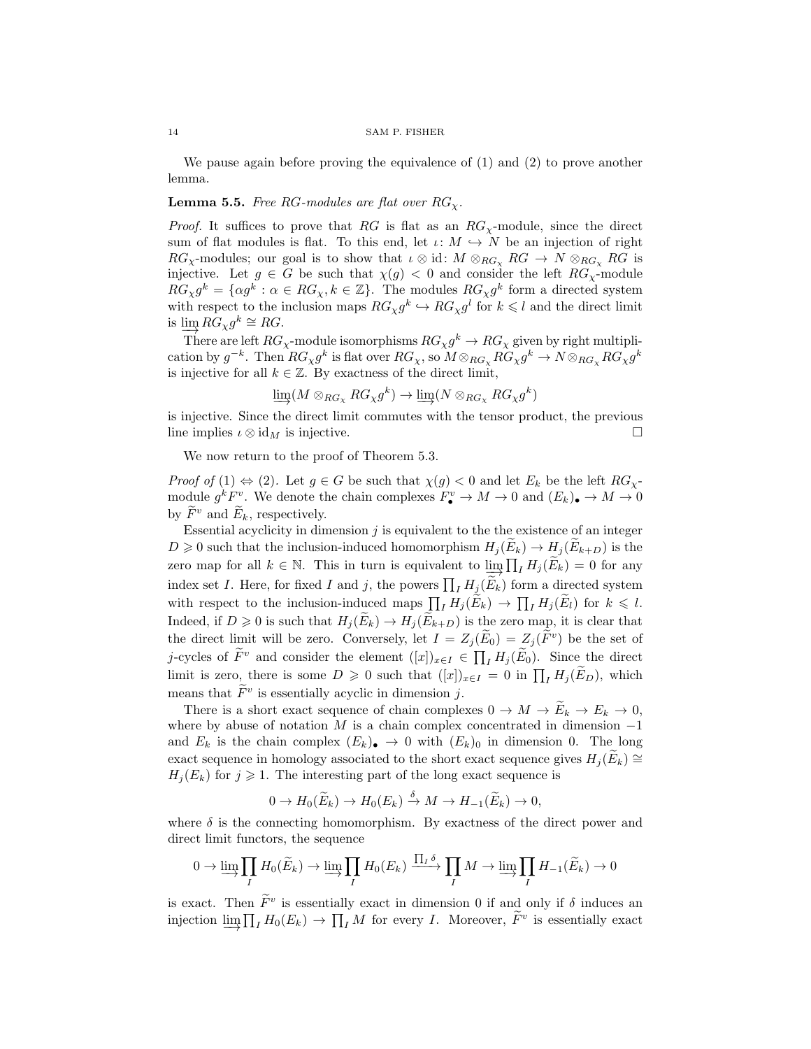We pause again before proving the equivalence of (1) and (2) to prove another lemma.

**Lemma 5.5.** *Free $RG$-modules are flat over $RG_\chi$.*

*Proof.* It suffices to prove that $RG$ is flat as an $RG_\chi$-module, since the direct sum of flat modules is flat. To this end, let $\iota \colon M \hookrightarrow N$ be an injection of right $RG_\chi$-modules; our goal is to show that $\iota \otimes \mathrm{id} \colon M \otimes_{RG_\chi} RG \to N \otimes_{RG_\chi} RG$ is injective. Let $g \in G$ be such that $\chi(g) < 0$ and consider the left $RG_\chi$-module $RG_\chi g^k = \{\alpha g^k : \alpha \in RG_\chi, k \in \mathbb{Z}\}$. The modules $RG_\chi g^k$ form a directed system with respect to the inclusion maps $RG_\chi g^k \hookrightarrow RG_\chi g^l$ for $k \leqslant l$ and the direct limit is $\varinjlim RG_\chi g^k \cong RG$.

There are left $RG_\chi$-module isomorphisms $RG_\chi g^k \to RG_\chi$ given by right multiplication by $g^{-k}$. Then $RG_\chi g^k$ is flat over $RG_\chi$, so $M \otimes_{RG_\chi} RG_\chi g^k \to N \otimes_{RG_\chi} RG_\chi g^k$ is injective for all $k \in \mathbb{Z}$. By exactness of the direct limit,

$$\varinjlim (M \otimes_{RG_\chi} RG_\chi g^k) \to \varinjlim (N \otimes_{RG_\chi} RG_\chi g^k)$$

is injective. Since the direct limit commutes with the tensor product, the previous line implies $\iota \otimes \mathrm{id}_M$ is injective. □

We now return to the proof of Theorem 5.3.

*Proof of* (1) $\Leftrightarrow$ (2). Let $g \in G$ be such that $\chi(g) < 0$ and let $E_k$ be the left $RG_\chi$-module $g^k F^v$. We denote the chain complexes $F^v_\bullet \to M \to 0$ and $(E_k)_\bullet \to M \to 0$ by $\widetilde{F}^v$ and $\widetilde{E}_k$, respectively.

Essential acyclicity in dimension $j$ is equivalent to the the existence of an integer $D \geqslant 0$ such that the inclusion-induced homomorphism $H_j(\widetilde{E}_k) \to H_j(\widetilde{E}_{k+D})$ is the zero map for all $k \in \mathbb{N}$. This in turn is equivalent to $\varinjlim \prod_I H_j(\widetilde{E}_k) = 0$ for any index set $I$. Here, for fixed $I$ and $j$, the powers $\prod_I H_j(\widetilde{E}_k)$ form a directed system with respect to the inclusion-induced maps $\prod_I H_j(\widetilde{E}_k) \to \prod_I H_j(\widetilde{E}_l)$ for $k \leqslant l$. Indeed, if $D \geqslant 0$ is such that $H_j(\widetilde{E}_k) \to H_j(\widetilde{E}_{k+D})$ is the zero map, it is clear that the direct limit will be zero. Conversely, let $I = Z_j(\widetilde{E}_0) = Z_j(\widetilde{F}^v)$ be the set of $j$-cycles of $\widetilde{F}^v$ and consider the element $([x])_{x \in I} \in \prod_I H_j(\widetilde{E}_0)$. Since the direct limit is zero, there is some $D \geqslant 0$ such that $([x])_{x\in I} = 0$ in $\prod_I H_j(\widetilde{E}_D)$, which means that $\widetilde{F}^v$ is essentially acyclic in dimension $j$.

There is a short exact sequence of chain complexes $0 \to M \to \widetilde{E}_k \to E_k \to 0$, where by abuse of notation $M$ is a chain complex concentrated in dimension $-1$ and $E_k$ is the chain complex $(E_k)_\bullet \to 0$ with $(E_k)_0$ in dimension 0. The long exact sequence in homology associated to the short exact sequence gives $H_j(\widetilde{E}_k) \cong H_j(E_k)$ for $j \geqslant 1$. The interesting part of the long exact sequence is

$$0 \to H_0(\widetilde{E}_k) \to H_0(E_k) \xrightarrow{\delta} M \to H_{-1}(\widetilde{E}_k) \to 0,$$

where $\delta$ is the connecting homomorphism. By exactness of the direct power and direct limit functors, the sequence

$$0 \to \varinjlim \prod_I H_0(\widetilde{E}_k) \to \varinjlim \prod_I H_0(E_k) \xrightarrow{\prod_I \delta} \prod_I M \to \varinjlim \prod_I H_{-1}(\widetilde{E}_k) \to 0$$

is exact. Then $\widetilde{F}^v$ is essentially exact in dimension 0 if and only if $\delta$ induces an injection $\varinjlim \prod_I H_0(E_k) \to \prod_I M$ for every $I$. Moreover, $\widetilde{F}^v$ is essentially exact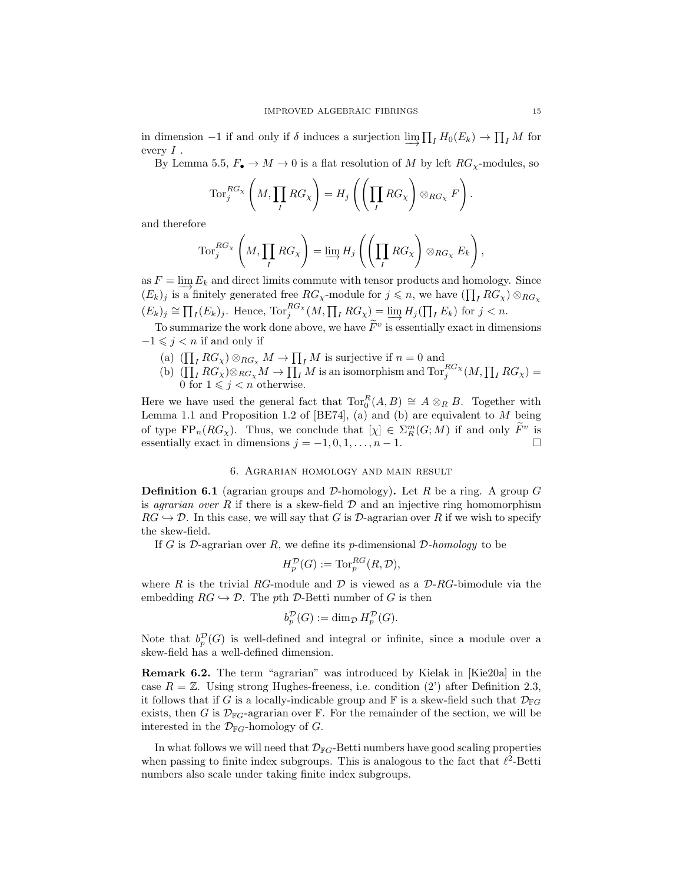in dimension $-1$ if and only if $\delta$ induces a surjection $\varinjlim \prod_I H_0(E_k) \to \prod_I M$ for every $I$.

By Lemma 5.5, $F_\bullet \to M \to 0$ is a flat resolution of $M$ by left $RG_\chi$-modules, so

$$\operatorname{Tor}_j^{RG_\chi}\left(M, \prod_I RG_\chi\right) = H_j\left(\left(\prod_I RG_\chi\right) \otimes_{RG_\chi} F\right).$$

and therefore

$$\operatorname{Tor}_j^{RG_\chi}\left(M, \prod_I RG_\chi\right) = \varinjlim H_j\left(\left(\prod_I RG_\chi\right) \otimes_{RG_\chi} E_k\right),$$

as $F = \varinjlim E_k$ and direct limits commute with tensor products and homology. Since $(E_k)_j$ is a finitely generated free $RG_\chi$-module for $j \leqslant n$, we have $(\prod_I RG_\chi) \otimes_{RG_\chi} (E_k)_j \cong \prod_I (E_k)_j$. Hence, $\operatorname{Tor}_j^{RG_\chi}(M, \prod_I RG_\chi) = \varinjlim H_j(\prod_I E_k)$ for $j < n$.

To summarize the work done above, we have $\widetilde{F}^v$ is essentially exact in dimensions $-1 \leqslant j < n$ if and only if

(a) $(\prod_I RG_\chi) \otimes_{RG_\chi} M \to \prod_I M$ is surjective if $n = 0$ and
(b) $(\prod_I RG_\chi) \otimes_{RG_\chi} M \to \prod_I M$ is an isomorphism and $\operatorname{Tor}_j^{RG_\chi}(M, \prod_I RG_\chi) = 0$ for $1 \leqslant j < n$ otherwise.

Here we have used the general fact that $\operatorname{Tor}_0^R(A, B) \cong A \otimes_R B$. Together with Lemma 1.1 and Proposition 1.2 of [BE74], (a) and (b) are equivalent to $M$ being of type $\mathrm{FP}_n(RG_\chi)$. Thus, we conclude that $[\chi] \in \Sigma_R^m(G; M)$ if and only $\widetilde{F}^v$ is essentially exact in dimensions $j = -1, 0, 1, \ldots, n-1$. $\square$

## 6. Agrarian homology and main result

**Definition 6.1** (agrarian groups and $\mathcal{D}$-homology)**.** Let $R$ be a ring. A group $G$ is *agrarian over* $R$ if there is a skew-field $\mathcal{D}$ and an injective ring homomorphism $RG \hookrightarrow \mathcal{D}$. In this case, we will say that $G$ is $\mathcal{D}$-agrarian over $R$ if we wish to specify the skew-field.

If $G$ is $\mathcal{D}$-agrarian over $R$, we define its $p$-dimensional $\mathcal{D}$*-homology* to be

$$H_p^{\mathcal{D}}(G) := \operatorname{Tor}_p^{RG}(R, \mathcal{D}),$$

where $R$ is the trivial $RG$-module and $\mathcal{D}$ is viewed as a $\mathcal{D}$-$RG$-bimodule via the embedding $RG \hookrightarrow \mathcal{D}$. The $p$th $\mathcal{D}$-Betti number of $G$ is then

$$b_p^{\mathcal{D}}(G) := \dim_{\mathcal{D}} H_p^{\mathcal{D}}(G).$$

Note that $b_p^{\mathcal{D}}(G)$ is well-defined and integral or infinite, since a module over a skew-field has a well-defined dimension.

**Remark 6.2.** The term "agrarian" was introduced by Kielak in [Kie20a] in the case $R = \mathbb{Z}$. Using strong Hughes-freeness, i.e. condition (2') after Definition 2.3, it follows that if $G$ is a locally-indicable group and $\mathbb{F}$ is a skew-field such that $\mathcal{D}_{\mathbb{F}G}$ exists, then $G$ is $\mathcal{D}_{\mathbb{F}G}$-agrarian over $\mathbb{F}$. For the remainder of the section, we will be interested in the $\mathcal{D}_{\mathbb{F}G}$-homology of $G$.

In what follows we will need that $\mathcal{D}_{\mathbb{F}G}$-Betti numbers have good scaling properties when passing to finite index subgroups. This is analogous to the fact that $\ell^2$-Betti numbers also scale under taking finite index subgroups.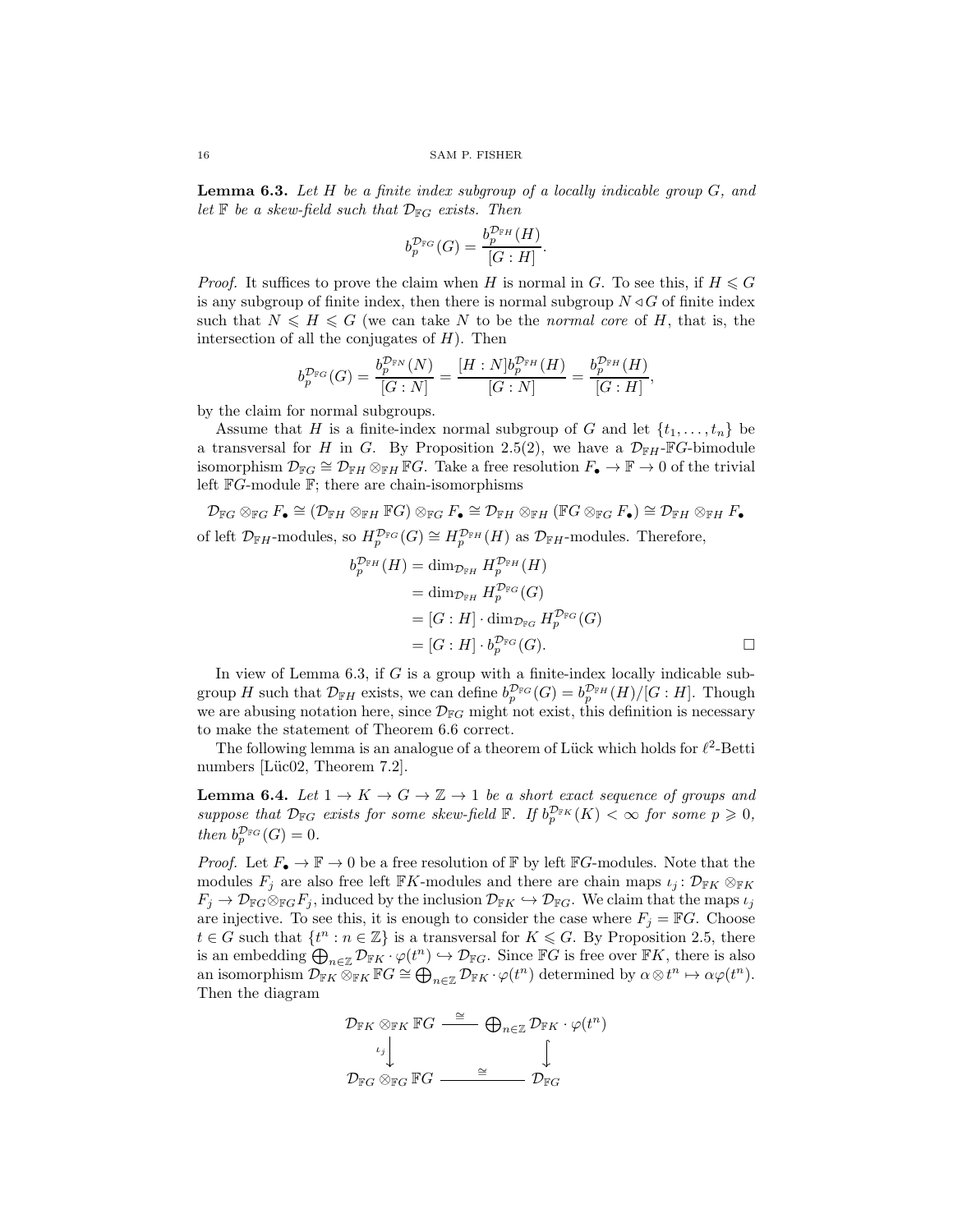**Lemma 6.3.** *Let $H$ be a finite index subgroup of a locally indicable group $G$, and let $\mathbb{F}$ be a skew-field such that $\mathcal{D}_{\mathbb{F}G}$ exists. Then*

$$b_p^{\mathcal{D}_{\mathbb{F}G}}(G) = \frac{b_p^{\mathcal{D}_{\mathbb{F}H}}(H)}{[G : H]}.$$

*Proof.* It suffices to prove the claim when $H$ is normal in $G$. To see this, if $H \leqslant G$ is any subgroup of finite index, then there is normal subgroup $N \triangleleft G$ of finite index such that $N \leqslant H \leqslant G$ (we can take $N$ to be the *normal core* of $H$, that is, the intersection of all the conjugates of $H$). Then

$$b_p^{\mathcal{D}_{\mathbb{F}G}}(G) = \frac{b_p^{\mathcal{D}_{\mathbb{F}N}}(N)}{[G : N]} = \frac{[H : N] b_p^{\mathcal{D}_{\mathbb{F}H}}(H)}{[G : N]} = \frac{b_p^{\mathcal{D}_{\mathbb{F}H}}(H)}{[G : H]},$$

by the claim for normal subgroups.

Assume that $H$ is a finite-index normal subgroup of $G$ and let $\{t_1, \ldots, t_n\}$ be a transversal for $H$ in $G$. By Proposition 2.5(2), we have a $\mathcal{D}_{\mathbb{F}H}$-$\mathbb{F}G$-bimodule isomorphism $\mathcal{D}_{\mathbb{F}G} \cong \mathcal{D}_{\mathbb{F}H} \otimes_{\mathbb{F}H} \mathbb{F}G$. Take a free resolution $F_\bullet \to \mathbb{F} \to 0$ of the trivial left $\mathbb{F}G$-module $\mathbb{F}$; there are chain-isomorphisms

$$\mathcal{D}_{\mathbb{F}G} \otimes_{\mathbb{F}G} F_\bullet \cong (\mathcal{D}_{\mathbb{F}H} \otimes_{\mathbb{F}H} \mathbb{F}G) \otimes_{\mathbb{F}G} F_\bullet \cong \mathcal{D}_{\mathbb{F}H} \otimes_{\mathbb{F}H} (\mathbb{F}G \otimes_{\mathbb{F}G} F_\bullet) \cong \mathcal{D}_{\mathbb{F}H} \otimes_{\mathbb{F}H} F_\bullet$$

of left $\mathcal{D}_{\mathbb{F}H}$-modules, so $H_p^{\mathcal{D}_{\mathbb{F}G}}(G) \cong H_p^{\mathcal{D}_{\mathbb{F}H}}(H)$ as $\mathcal{D}_{\mathbb{F}H}$-modules. Therefore,

$$\begin{aligned}
b_p^{\mathcal{D}_{\mathbb{F}H}}(H) &= \dim_{\mathcal{D}_{\mathbb{F}H}} H_p^{\mathcal{D}_{\mathbb{F}H}}(H) \\
&= \dim_{\mathcal{D}_{\mathbb{F}H}} H_p^{\mathcal{D}_{\mathbb{F}G}}(G) \\
&= [G : H] \cdot \dim_{\mathcal{D}_{\mathbb{F}G}} H_p^{\mathcal{D}_{\mathbb{F}G}}(G) \\
&= [G : H] \cdot b_p^{\mathcal{D}_{\mathbb{F}G}}(G).
\end{aligned}$$

$\square$

In view of Lemma 6.3, if $G$ is a group with a finite-index locally indicable subgroup $H$ such that $\mathcal{D}_{\mathbb{F}H}$ exists, we can define $b_p^{\mathcal{D}_{\mathbb{F}G}}(G) = b_p^{\mathcal{D}_{\mathbb{F}H}}(H)/[G : H]$. Though we are abusing notation here, since $\mathcal{D}_{\mathbb{F}G}$ might not exist, this definition is necessary to make the statement of Theorem 6.6 correct.

The following lemma is an analogue of a theorem of Lück which holds for $\ell^2$-Betti numbers [Lüc02, Theorem 7.2].

**Lemma 6.4.** *Let $1 \to K \to G \to \mathbb{Z} \to 1$ be a short exact sequence of groups and suppose that $\mathcal{D}_{\mathbb{F}G}$ exists for some skew-field $\mathbb{F}$. If $b_p^{\mathcal{D}_{\mathbb{F}K}}(K) < \infty$ for some $p \geqslant 0$, then $b_p^{\mathcal{D}_{\mathbb{F}G}}(G) = 0$.*

*Proof.* Let $F_\bullet \to \mathbb{F} \to 0$ be a free resolution of $\mathbb{F}$ by left $\mathbb{F}G$-modules. Note that the modules $F_j$ are also free left $\mathbb{F}K$-modules and there are chain maps $\iota_j \colon \mathcal{D}_{\mathbb{F}K} \otimes_{\mathbb{F}K} F_j \to \mathcal{D}_{\mathbb{F}G} \otimes_{\mathbb{F}G} F_j$, induced by the inclusion $\mathcal{D}_{\mathbb{F}K} \hookrightarrow \mathcal{D}_{\mathbb{F}G}$. We claim that the maps $\iota_j$ are injective. To see this, it is enough to consider the case where $F_j = \mathbb{F}G$. Choose $t \in G$ such that $\{t^n : n \in \mathbb{Z}\}$ is a transversal for $K \leqslant G$. By Proposition 2.5, there is an embedding $\bigoplus_{n \in \mathbb{Z}} \mathcal{D}_{\mathbb{F}K} \cdot \varphi(t^n) \hookrightarrow \mathcal{D}_{\mathbb{F}G}$. Since $\mathbb{F}G$ is free over $\mathbb{F}K$, there is also an isomorphism $\mathcal{D}_{\mathbb{F}K} \otimes_{\mathbb{F}K} \mathbb{F}G \cong \bigoplus_{n \in \mathbb{Z}} \mathcal{D}_{\mathbb{F}K} \cdot \varphi(t^n)$ determined by $\alpha \otimes t^n \mapsto \alpha\varphi(t^n)$. Then the diagram

$$\begin{array}{ccc}
\mathcal{D}_{\mathbb{F}K} \otimes_{\mathbb{F}K} \mathbb{F}G & \xrightarrow{\cong} & \bigoplus_{n \in \mathbb{Z}} \mathcal{D}_{\mathbb{F}K} \cdot \varphi(t^n) \\
\downarrow{\scriptstyle \iota_j} & & \downarrow \\
\mathcal{D}_{\mathbb{F}G} \otimes_{\mathbb{F}G} \mathbb{F}G & \xrightarrow{\cong} & \mathcal{D}_{\mathbb{F}G}
\end{array}$$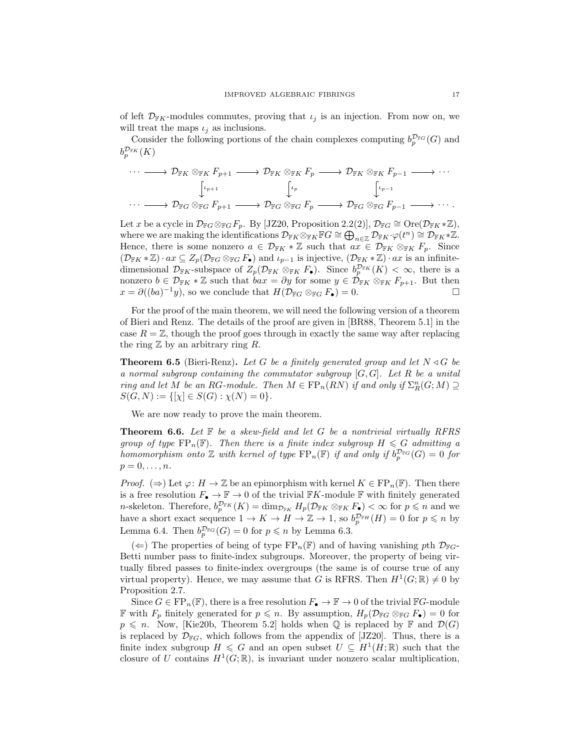of left $\mathcal{D}_{\mathbb{F}K}$-modules commutes, proving that $\iota_j$ is an injection. From now on, we will treat the maps $\iota_j$ as inclusions.

Consider the following portions of the chain complexes computing $b_p^{\mathcal{D}_{\mathbb{F}G}}(G)$ and $b_p^{\mathcal{D}_{\mathbb{F}K}}(K)$

$$\begin{array}{ccccccccc}
\cdots & \longrightarrow & \mathcal{D}_{\mathbb{F}K} \otimes_{\mathbb{F}K} F_{p+1} & \longrightarrow & \mathcal{D}_{\mathbb{F}K} \otimes_{\mathbb{F}K} F_p & \longrightarrow & \mathcal{D}_{\mathbb{F}K} \otimes_{\mathbb{F}K} F_{p-1} & \longrightarrow & \cdots \\
 & & \downarrow \iota_{p+1} & & \downarrow \iota_p & & \downarrow \iota_{p-1} & & \\
\cdots & \longrightarrow & \mathcal{D}_{\mathbb{F}G} \otimes_{\mathbb{F}G} F_{p+1} & \longrightarrow & \mathcal{D}_{\mathbb{F}G} \otimes_{\mathbb{F}G} F_p & \longrightarrow & \mathcal{D}_{\mathbb{F}G} \otimes_{\mathbb{F}G} F_{p-1} & \longrightarrow & \cdots .
\end{array}$$

Let $x$ be a cycle in $\mathcal{D}_{\mathbb{F}G} \otimes_{\mathbb{F}G} F_p$. By [JZ20, Proposition 2.2(2)], $\mathcal{D}_{\mathbb{F}G} \cong \operatorname{Ore}(\mathcal{D}_{\mathbb{F}K} * \mathbb{Z})$, where we are making the identifications $\mathcal{D}_{\mathbb{F}K} \otimes_{\mathbb{F}K} \mathbb{F}G \cong \bigoplus_{n \in \mathbb{Z}} \mathcal{D}_{\mathbb{F}K} \cdot \varphi(t^n) \cong \mathcal{D}_{\mathbb{F}K} * \mathbb{Z}$. Hence, there is some nonzero $a \in \mathcal{D}_{\mathbb{F}K} * \mathbb{Z}$ such that $ax \in \mathcal{D}_{\mathbb{F}K} \otimes_{\mathbb{F}K} F_p$. Since $(\mathcal{D}_{\mathbb{F}K} * \mathbb{Z}) \cdot ax \subseteq Z_p(\mathcal{D}_{\mathbb{F}G} \otimes_{\mathbb{F}G} F_\bullet)$ and $\iota_{p-1}$ is injective, $(\mathcal{D}_{\mathbb{F}K} * \mathbb{Z}) \cdot ax$ is an infinite-dimensional $\mathcal{D}_{\mathbb{F}K}$-subspace of $Z_p(\mathcal{D}_{\mathbb{F}K} \otimes_{\mathbb{F}K} F_\bullet)$. Since $b_p^{\mathcal{D}_{\mathbb{F}K}}(K) < \infty$, there is a nonzero $b \in \mathcal{D}_{\mathbb{F}K} * \mathbb{Z}$ such that $bax = \partial y$ for some $y \in \mathcal{D}_{\mathbb{F}K} \otimes_{\mathbb{F}K} F_{p+1}$. But then $x = \partial((ba)^{-1} y)$, so we conclude that $H(\mathcal{D}_{\mathbb{F}G} \otimes_{\mathbb{F}G} F_\bullet) = 0$. $\square$

For the proof of the main theorem, we will need the following version of a theorem of Bieri and Renz. The details of the proof are given in [BR88, Theorem 5.1] in the case $R = \mathbb{Z}$, though the proof goes through in exactly the same way after replacing the ring $\mathbb{Z}$ by an arbitrary ring $R$.

**Theorem 6.5** (Bieri-Renz)**.** *Let $G$ be a finitely generated group and let $N \triangleleft G$ be a normal subgroup containing the commutator subgroup $[G, G]$. Let $R$ be a unital ring and let $M$ be an $RG$-module. Then $M \in \mathrm{FP}_n(RN)$ if and only if $\Sigma^n_R(G; M) \supseteq S(G, N) := \{[\chi] \in S(G) : \chi(N) = 0\}$.*

We are now ready to prove the main theorem.

**Theorem 6.6.** *Let $\mathbb{F}$ be a skew-field and let $G$ be a nontrivial virtually RFRS group of type $\mathrm{FP}_n(\mathbb{F})$. Then there is a finite index subgroup $H \leqslant G$ admitting a homomorphism onto $\mathbb{Z}$ with kernel of type $\mathrm{FP}_n(\mathbb{F})$ if and only if $b_p^{\mathcal{D}_{\mathbb{F}G}}(G) = 0$ for $p = 0, \ldots, n$.*

*Proof.* ($\Rightarrow$) Let $\varphi \colon H \to \mathbb{Z}$ be an epimorphism with kernel $K \in \mathrm{FP}_n(\mathbb{F})$. Then there is a free resolution $F_\bullet \to \mathbb{F} \to 0$ of the trivial $\mathbb{F}K$-module $\mathbb{F}$ with finitely generated $n$-skeleton. Therefore, $b_p^{\mathcal{D}_{\mathbb{F}K}}(K) = \dim_{\mathcal{D}_{\mathbb{F}K}} H_p(\mathcal{D}_{\mathbb{F}K} \otimes_{\mathbb{F}K} F_\bullet) < \infty$ for $p \leqslant n$ and we have a short exact sequence $1 \to K \to H \to \mathbb{Z} \to 1$, so $b_p^{\mathcal{D}_{\mathbb{F}H}}(H) = 0$ for $p \leqslant n$ by Lemma 6.4. Then $b_p^{\mathcal{D}_{\mathbb{F}G}}(G) = 0$ for $p \leqslant n$ by Lemma 6.3.

($\Leftarrow$) The properties of being of type $\mathrm{FP}_n(\mathbb{F})$ and of having vanishing $p$th $\mathcal{D}_{\mathbb{F}G}$-Betti number pass to finite-index subgroups. Moreover, the property of being virtually fibred passes to finite-index overgroups (the same is of course true of any virtual property). Hence, we may assume that $G$ is RFRS. Then $H^1(G; \mathbb{R}) \neq 0$ by Proposition 2.7.

Since $G \in \mathrm{FP}_n(\mathbb{F})$, there is a free resolution $F_\bullet \to \mathbb{F} \to 0$ of the trivial $\mathbb{F}G$-module $\mathbb{F}$ with $F_p$ finitely generated for $p \leqslant n$. By assumption, $H_p(\mathcal{D}_{\mathbb{F}G} \otimes_{\mathbb{F}G} F_\bullet) = 0$ for $p \leqslant n$. Now, [Kie20b, Theorem 5.2] holds when $\mathbb{Q}$ is replaced by $\mathbb{F}$ and $\mathcal{D}(G)$ is replaced by $\mathcal{D}_{\mathbb{F}G}$, which follows from the appendix of [JZ20]. Thus, there is a finite index subgroup $H \leqslant G$ and an open subset $U \subseteq H^1(H; \mathbb{R})$ such that the closure of $U$ contains $H^1(G; \mathbb{R})$, is invariant under nonzero scalar multiplication,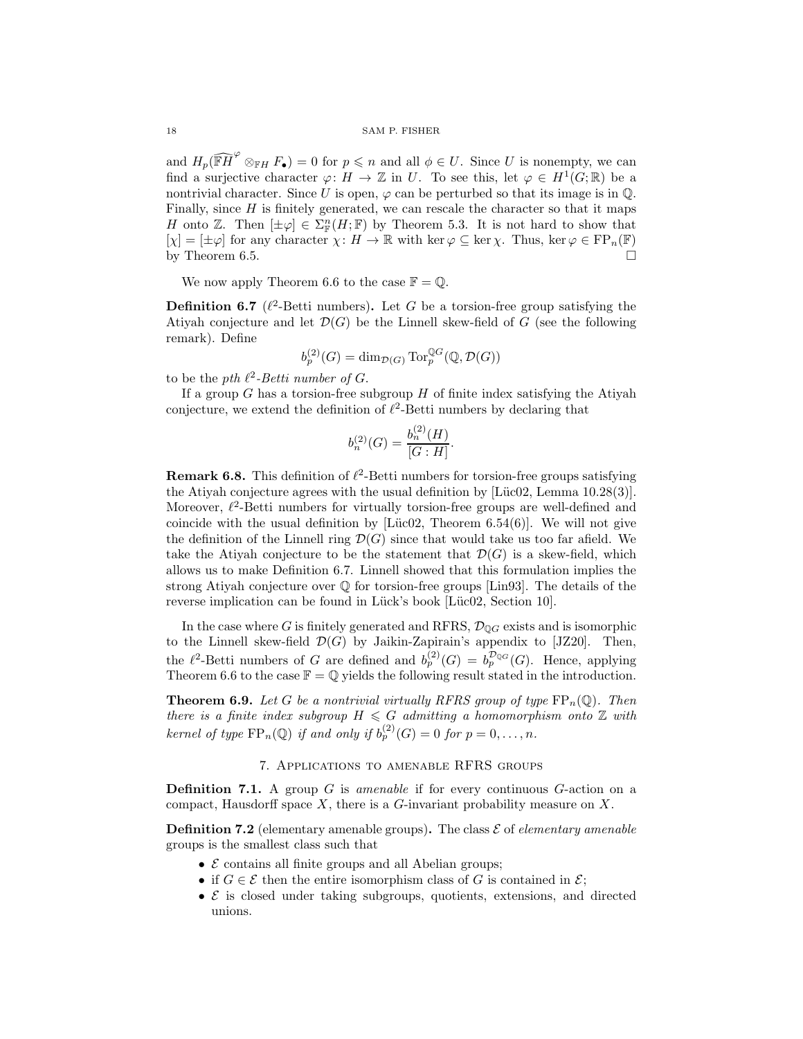and $H_p(\widehat{\mathbb{F}H}^{\varphi} \otimes_{\mathbb{F}H} F_\bullet) = 0$ for $p \leqslant n$ and all $\phi \in U$. Since $U$ is nonempty, we can find a surjective character $\varphi\colon H \to \mathbb{Z}$ in $U$. To see this, let $\varphi \in H^1(G;\mathbb{R})$ be a nontrivial character. Since $U$ is open, $\varphi$ can be perturbed so that its image is in $\mathbb{Q}$. Finally, since $H$ is finitely generated, we can rescale the character so that it maps $H$ onto $\mathbb{Z}$. Then $[\pm\varphi] \in \Sigma^n_{\mathbb{F}}(H;\mathbb{F})$ by Theorem 5.3. It is not hard to show that $[\chi] = [\pm\varphi]$ for any character $\chi\colon H \to \mathbb{R}$ with $\ker\varphi \subseteq \ker\chi$. Thus, $\ker\varphi \in \mathrm{FP}_n(\mathbb{F})$ by Theorem 6.5. $\square$

We now apply Theorem 6.6 to the case $\mathbb{F} = \mathbb{Q}$.

**Definition 6.7** ($\ell^2$-Betti numbers)**.** Let $G$ be a torsion-free group satisfying the Atiyah conjecture and let $\mathcal{D}(G)$ be the Linnell skew-field of $G$ (see the following remark). Define

$$b_p^{(2)}(G) = \dim_{\mathcal{D}(G)} \mathrm{Tor}_p^{\mathbb{Q}G}(\mathbb{Q}, \mathcal{D}(G))$$

to be the *pth $\ell^2$-Betti number of $G$*.

If a group $G$ has a torsion-free subgroup $H$ of finite index satisfying the Atiyah conjecture, we extend the definition of $\ell^2$-Betti numbers by declaring that

$$b_n^{(2)}(G) = \frac{b_n^{(2)}(H)}{[G:H]}.$$

**Remark 6.8.** This definition of $\ell^2$-Betti numbers for torsion-free groups satisfying the Atiyah conjecture agrees with the usual definition by [Lüc02, Lemma 10.28(3)]. Moreover, $\ell^2$-Betti numbers for virtually torsion-free groups are well-defined and coincide with the usual definition by [Lüc02, Theorem 6.54(6)]. We will not give the definition of the Linnell ring $\mathcal{D}(G)$ since that would take us too far afield. We take the Atiyah conjecture to be the statement that $\mathcal{D}(G)$ is a skew-field, which allows us to make Definition 6.7. Linnell showed that this formulation implies the strong Atiyah conjecture over $\mathbb{Q}$ for torsion-free groups [Lin93]. The details of the reverse implication can be found in Lück's book [Lüc02, Section 10].

In the case where $G$ is finitely generated and RFRS, $\mathcal{D}_{\mathbb{Q}G}$ exists and is isomorphic to the Linnell skew-field $\mathcal{D}(G)$ by Jaikin-Zapirain's appendix to [JZ20]. Then, the $\ell^2$-Betti numbers of $G$ are defined and $b_p^{(2)}(G) = b_p^{\mathcal{D}_{\mathbb{Q}G}}(G)$. Hence, applying Theorem 6.6 to the case $\mathbb{F} = \mathbb{Q}$ yields the following result stated in the introduction.

**Theorem 6.9.** *Let $G$ be a nontrivial virtually RFRS group of type $\mathrm{FP}_n(\mathbb{Q})$. Then there is a finite index subgroup $H \leqslant G$ admitting a homomorphism onto $\mathbb{Z}$ with kernel of type $\mathrm{FP}_n(\mathbb{Q})$ if and only if $b_p^{(2)}(G) = 0$ for $p = 0, \ldots, n$.*

## 7. Applications to amenable RFRS groups

**Definition 7.1.** A group $G$ is *amenable* if for every continuous $G$-action on a compact, Hausdorff space $X$, there is a $G$-invariant probability measure on $X$.

**Definition 7.2** (elementary amenable groups)**.** The class $\mathcal{E}$ of *elementary amenable* groups is the smallest class such that

- $\mathcal{E}$ contains all finite groups and all Abelian groups;
- if $G \in \mathcal{E}$ then the entire isomorphism class of $G$ is contained in $\mathcal{E}$;
- $\mathcal{E}$ is closed under taking subgroups, quotients, extensions, and directed unions.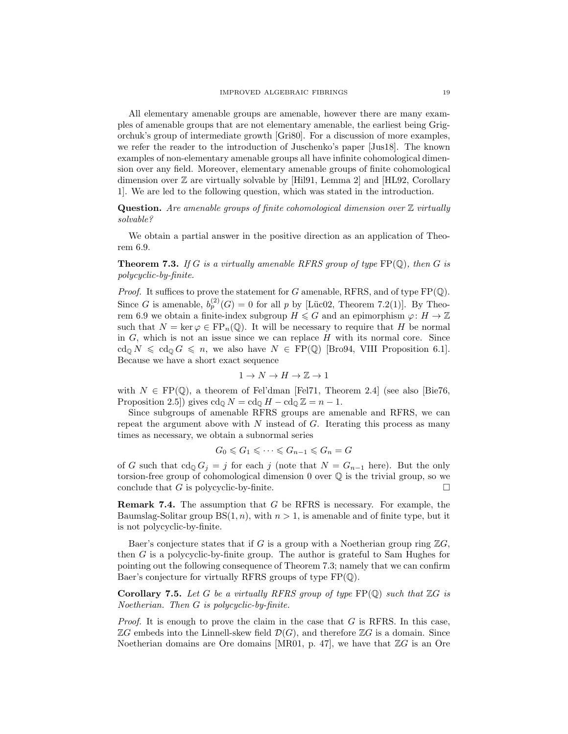All elementary amenable groups are amenable, however there are many examples of amenable groups that are not elementary amenable, the earliest being Grigorchuk's group of intermediate growth [Gri80]. For a discussion of more examples, we refer the reader to the introduction of Juschenko's paper [Jus18]. The known examples of non-elementary amenable groups all have infinite cohomological dimension over any field. Moreover, elementary amenable groups of finite cohomological dimension over $\mathbb{Z}$ are virtually solvable by [Hil91, Lemma 2] and [HL92, Corollary 1]. We are led to the following question, which was stated in the introduction.

**Question.** *Are amenable groups of finite cohomological dimension over $\mathbb{Z}$ virtually solvable?*

We obtain a partial answer in the positive direction as an application of Theorem 6.9.

**Theorem 7.3.** *If $G$ is a virtually amenable RFRS group of type $\mathrm{FP}(\mathbb{Q})$, then $G$ is polycyclic-by-finite.*

*Proof.* It suffices to prove the statement for $G$ amenable, RFRS, and of type $\mathrm{FP}(\mathbb{Q})$. Since $G$ is amenable, $b_p^{(2)}(G) = 0$ for all $p$ by [Lüc02, Theorem 7.2(1)]. By Theorem 6.9 we obtain a finite-index subgroup $H \leqslant G$ and an epimorphism $\varphi \colon H \to \mathbb{Z}$ such that $N = \ker \varphi \in \mathrm{FP}_n(\mathbb{Q})$. It will be necessary to require that $H$ be normal in $G$, which is not an issue since we can replace $H$ with its normal core. Since $\mathrm{cd}_{\mathbb{Q}} N \leqslant \mathrm{cd}_{\mathbb{Q}} G \leqslant n$, we also have $N \in \mathrm{FP}(\mathbb{Q})$ [Bro94, VIII Proposition 6.1]. Because we have a short exact sequence

$$1 \to N \to H \to \mathbb{Z} \to 1$$

with $N \in \mathrm{FP}(\mathbb{Q})$, a theorem of Fel'dman [Fel71, Theorem 2.4] (see also [Bie76, Proposition 2.5]) gives $\mathrm{cd}_{\mathbb{Q}} N = \mathrm{cd}_{\mathbb{Q}} H - \mathrm{cd}_{\mathbb{Q}} \mathbb{Z} = n - 1$.

Since subgroups of amenable RFRS groups are amenable and RFRS, we can repeat the argument above with $N$ instead of $G$. Iterating this process as many times as necessary, we obtain a subnormal series

$$G_0 \leqslant G_1 \leqslant \cdots \leqslant G_{n-1} \leqslant G_n = G$$

of $G$ such that $\mathrm{cd}_{\mathbb{Q}} G_j = j$ for each $j$ (note that $N = G_{n-1}$ here). But the only torsion-free group of cohomological dimension 0 over $\mathbb{Q}$ is the trivial group, so we conclude that $G$ is polycyclic-by-finite. $\square$

**Remark 7.4.** The assumption that $G$ be RFRS is necessary. For example, the Baumslag-Solitar group $\mathrm{BS}(1, n)$, with $n > 1$, is amenable and of finite type, but it is not polycyclic-by-finite.

Baer's conjecture states that if $G$ is a group with a Noetherian group ring $\mathbb{Z}G$, then $G$ is a polycyclic-by-finite group. The author is grateful to Sam Hughes for pointing out the following consequence of Theorem 7.3; namely that we can confirm Baer's conjecture for virtually RFRS groups of type $\mathrm{FP}(\mathbb{Q})$.

**Corollary 7.5.** *Let $G$ be a virtually RFRS group of type $\mathrm{FP}(\mathbb{Q})$ such that $\mathbb{Z}G$ is Noetherian. Then $G$ is polycyclic-by-finite.*

*Proof.* It is enough to prove the claim in the case that $G$ is RFRS. In this case, $\mathbb{Z}G$ embeds into the Linnell-skew field $\mathcal{D}(G)$, and therefore $\mathbb{Z}G$ is a domain. Since Noetherian domains are Ore domains [MR01, p. 47], we have that $\mathbb{Z}G$ is an Ore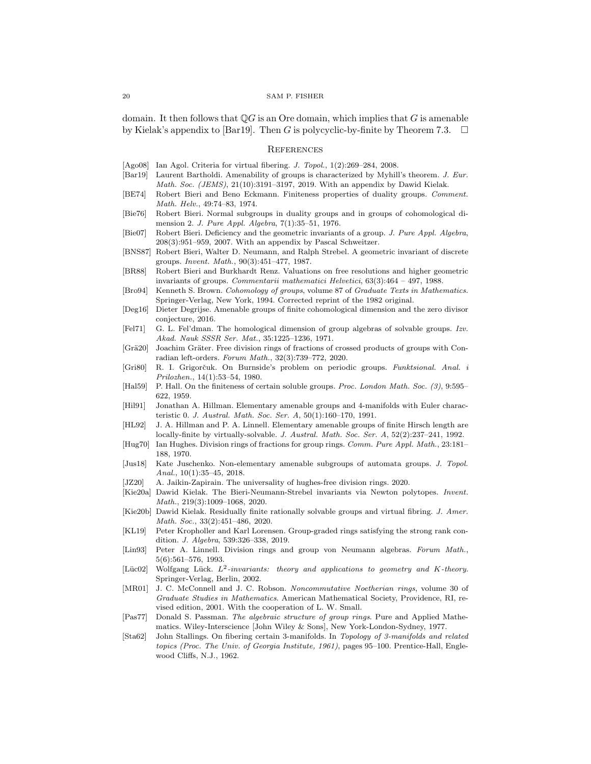domain. It then follows that $\mathbb{Q}G$ is an Ore domain, which implies that $G$ is amenable by Kielak's appendix to [Bar19]. Then $G$ is polycyclic-by-finite by Theorem 7.3. $\square$

## References

- [Ago08] Ian Agol. Criteria for virtual fibering. *J. Topol.*, 1(2):269–284, 2008.
- [Bar19] Laurent Bartholdi. Amenability of groups is characterized by Myhill's theorem. *J. Eur. Math. Soc. (JEMS)*, 21(10):3191–3197, 2019. With an appendix by Dawid Kielak.
- [BE74] Robert Bieri and Beno Eckmann. Finiteness properties of duality groups. *Comment. Math. Helv.*, 49:74–83, 1974.
- [Bie76] Robert Bieri. Normal subgroups in duality groups and in groups of cohomological dimension 2. *J. Pure Appl. Algebra*, 7(1):35–51, 1976.
- [Bie07] Robert Bieri. Deficiency and the geometric invariants of a group. *J. Pure Appl. Algebra*, 208(3):951–959, 2007. With an appendix by Pascal Schweitzer.
- [BNS87] Robert Bieri, Walter D. Neumann, and Ralph Strebel. A geometric invariant of discrete groups. *Invent. Math.*, 90(3):451–477, 1987.
- [BR88] Robert Bieri and Burkhardt Renz. Valuations on free resolutions and higher geometric invariants of groups. *Commentarii mathematici Helvetici*, 63(3):464 – 497, 1988.
- [Bro94] Kenneth S. Brown. *Cohomology of groups*, volume 87 of *Graduate Texts in Mathematics*. Springer-Verlag, New York, 1994. Corrected reprint of the 1982 original.
- [Deg16] Dieter Degrijse. Amenable groups of finite cohomological dimension and the zero divisor conjecture, 2016.
- [Fel71] G. L. Fel'dman. The homological dimension of group algebras of solvable groups. *Izv. Akad. Nauk SSSR Ser. Mat.*, 35:1225–1236, 1971.
- [Grä20] Joachim Gräter. Free division rings of fractions of crossed products of groups with Conradian left-orders. *Forum Math.*, 32(3):739–772, 2020.
- [Gri80] R. I. Grigorčuk. On Burnside's problem on periodic groups. *Funktsional. Anal. i Prilozhen.*, 14(1):53–54, 1980.
- [Hal59] P. Hall. On the finiteness of certain soluble groups. *Proc. London Math. Soc. (3)*, 9:595–622, 1959.
- [Hil91] Jonathan A. Hillman. Elementary amenable groups and 4-manifolds with Euler characteristic 0. *J. Austral. Math. Soc. Ser. A*, 50(1):160–170, 1991.
- [HL92] J. A. Hillman and P. A. Linnell. Elementary amenable groups of finite Hirsch length are locally-finite by virtually-solvable. *J. Austral. Math. Soc. Ser. A*, 52(2):237–241, 1992.
- [Hug70] Ian Hughes. Division rings of fractions for group rings. *Comm. Pure Appl. Math.*, 23:181–188, 1970.
- [Jus18] Kate Juschenko. Non-elementary amenable subgroups of automata groups. *J. Topol. Anal.*, 10(1):35–45, 2018.
- [JZ20] A. Jaikin-Zapirain. The universality of hughes-free division rings. 2020.
- [Kie20a] Dawid Kielak. The Bieri-Neumann-Strebel invariants via Newton polytopes. *Invent. Math.*, 219(3):1009–1068, 2020.
- [Kie20b] Dawid Kielak. Residually finite rationally solvable groups and virtual fibring. *J. Amer. Math. Soc.*, 33(2):451–486, 2020.
- [KL19] Peter Kropholler and Karl Lorensen. Group-graded rings satisfying the strong rank condition. *J. Algebra*, 539:326–338, 2019.
- [Lin93] Peter A. Linnell. Division rings and group von Neumann algebras. *Forum Math.*, 5(6):561–576, 1993.
- [Lüc02] Wolfgang Lück. *$L^2$-invariants: theory and applications to geometry and K-theory*. Springer-Verlag, Berlin, 2002.
- [MR01] J. C. McConnell and J. C. Robson. *Noncommutative Noetherian rings*, volume 30 of *Graduate Studies in Mathematics*. American Mathematical Society, Providence, RI, revised edition, 2001. With the cooperation of L. W. Small.
- [Pas77] Donald S. Passman. *The algebraic structure of group rings*. Pure and Applied Mathematics. Wiley-Interscience [John Wiley & Sons], New York-London-Sydney, 1977.
- [Sta62] John Stallings. On fibering certain 3-manifolds. In *Topology of 3-manifolds and related topics (Proc. The Univ. of Georgia Institute, 1961)*, pages 95–100. Prentice-Hall, Englewood Cliffs, N.J., 1962.